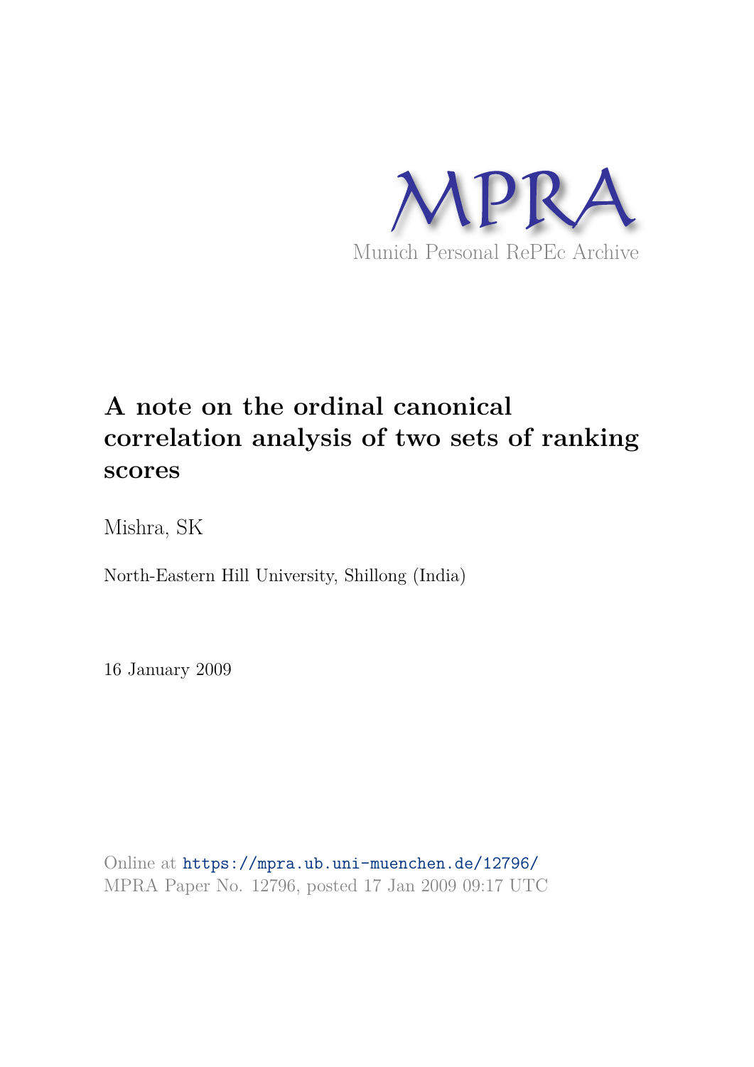MPRA

Munich Personal RePEc Archive

# A note on the ordinal canonical correlation analysis of two sets of ranking scores

Mishra, SK

North-Eastern Hill University, Shillong (India)

16 January 2009

Online at https://mpra.ub.uni-muenchen.de/12796/
MPRA Paper No. 12796, posted 17 Jan 2009 09:17 UTC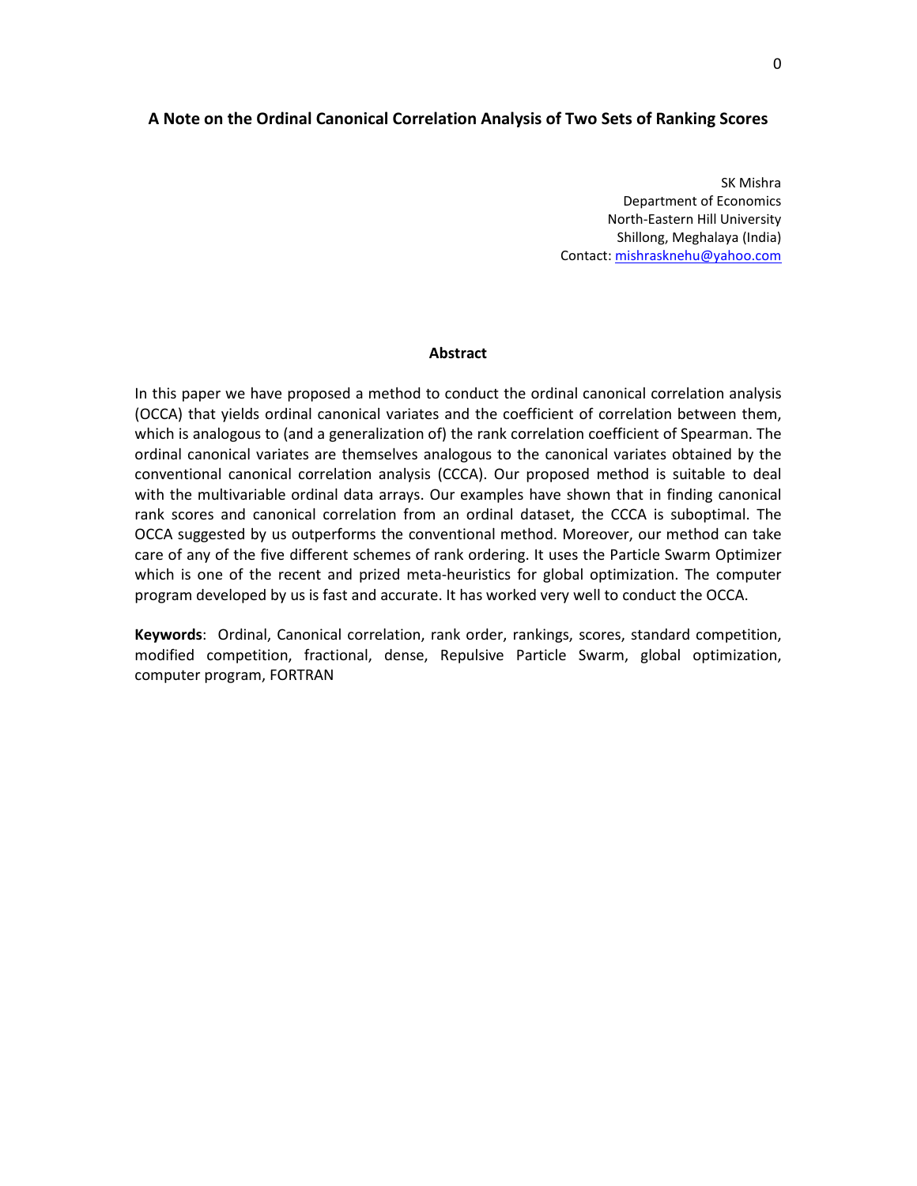## A Note on the Ordinal Canonical Correlation Analysis of Two Sets of Ranking Scores

SK Mishra  
Department of Economics  
North-Eastern Hill University  
Shillong, Meghalaya (India)  
Contact: mishrasknehu@yahoo.com

### Abstract

In this paper we have proposed a method to conduct the ordinal canonical correlation analysis (OCCA) that yields ordinal canonical variates and the coefficient of correlation between them, which is analogous to (and a generalization of) the rank correlation coefficient of Spearman. The ordinal canonical variates are themselves analogous to the canonical variates obtained by the conventional canonical correlation analysis (CCCA). Our proposed method is suitable to deal with the multivariable ordinal data arrays. Our examples have shown that in finding canonical rank scores and canonical correlation from an ordinal dataset, the CCCA is suboptimal. The OCCA suggested by us outperforms the conventional method. Moreover, our method can take care of any of the five different schemes of rank ordering. It uses the Particle Swarm Optimizer which is one of the recent and prized meta-heuristics for global optimization. The computer program developed by us is fast and accurate. It has worked very well to conduct the OCCA.

**Keywords**: Ordinal, Canonical correlation, rank order, rankings, scores, standard competition, modified competition, fractional, dense, Repulsive Particle Swarm, global optimization, computer program, FORTRAN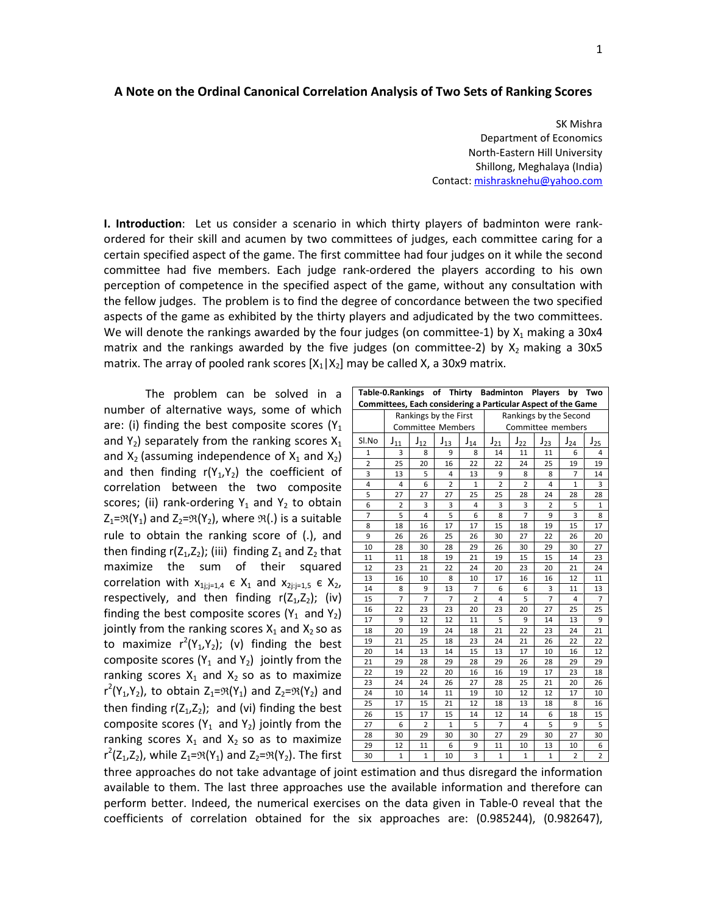## A Note on the Ordinal Canonical Correlation Analysis of Two Sets of Ranking Scores

SK Mishra
Department of Economics
North-Eastern Hill University
Shillong, Meghalaya (India)
Contact: mishrasknehu@yahoo.com

**I. Introduction**: Let us consider a scenario in which thirty players of badminton were rank-ordered for their skill and acumen by two committees of judges, each committee caring for a certain specified aspect of the game. The first committee had four judges on it while the second committee had five members. Each judge rank-ordered the players according to his own perception of competence in the specified aspect of the game, without any consultation with the fellow judges. The problem is to find the degree of concordance between the two specified aspects of the game as exhibited by the thirty players and adjudicated by the two committees. We will denote the rankings awarded by the four judges (on committee-1) by $X_1$ making a 30x4 matrix and the rankings awarded by the five judges (on committee-2) by $X_2$ making a 30x5 matrix. The array of pooled rank scores $[X_1|X_2]$ may be called X, a 30x9 matrix.

The problem can be solved in a number of alternative ways, some of which are: (i) finding the best composite scores ($Y_1$ and $Y_2$) separately from the ranking scores $X_1$ and $X_2$ (assuming independence of $X_1$ and $X_2$) and then finding $r(Y_1,Y_2)$ the coefficient of correlation between the two composite scores; (ii) rank-ordering $Y_1$ and $Y_2$ to obtain $Z_1=\Re(Y_1)$ and $Z_2=\Re(Y_2)$, where $\Re(.)$ is a suitable rule to obtain the ranking score of (.), and then finding $r(Z_1,Z_2)$; (iii) finding $Z_1$ and $Z_2$ that maximize the sum of their squared correlation with $x_{1j;j=1,4} \in X_1$ and $x_{2j;j=1,5} \in X_2$, respectively, and then finding $r(Z_1,Z_2)$; (iv) finding the best composite scores ($Y_1$ and $Y_2$) jointly from the ranking scores $X_1$ and $X_2$ so as to maximize $r^2(Y_1,Y_2)$; (v) finding the best composite scores ($Y_1$ and $Y_2$) jointly from the ranking scores $X_1$ and $X_2$ so as to maximize $r^2(Y_1,Y_2)$, to obtain $Z_1=\Re(Y_1)$ and $Z_2=\Re(Y_2)$ and then finding $r(Z_1,Z_2)$; and (vi) finding the best composite scores ($Y_1$ and $Y_2$) jointly from the ranking scores $X_1$ and $X_2$ so as to maximize $r^2(Z_1,Z_2)$, while $Z_1=\Re(Y_1)$ and $Z_2=\Re(Y_2)$. The first three approaches do not take advantage of joint estimation and thus disregard the information available to them. The last three approaches use the available information and therefore can perform better. Indeed, the numerical exercises on the data given in Table-0 reveal that the coefficients of correlation obtained for the six approaches are: (0.985244), (0.982647),

**Table-0. Rankings of Thirty Badminton Players by Two Committees, Each considering a Particular Aspect of the Game**

| | Rankings by the First Committee Members | | | | Rankings by the Second Committee members | | | | |
|---|---|---|---|---|---|---|---|---|---|
| Sl.No | $J_{11}$ | $J_{12}$ | $J_{13}$ | $J_{14}$ | $J_{21}$ | $J_{22}$ | $J_{23}$ | $J_{24}$ | $J_{25}$ |
| 1 | 3 | 8 | 9 | 8 | 14 | 11 | 11 | 6 | 4 |
| 2 | 25 | 20 | 16 | 22 | 22 | 24 | 25 | 19 | 19 |
| 3 | 13 | 5 | 4 | 13 | 9 | 8 | 8 | 7 | 14 |
| 4 | 4 | 6 | 2 | 1 | 2 | 2 | 4 | 1 | 3 |
| 5 | 27 | 27 | 27 | 25 | 25 | 28 | 24 | 28 | 28 |
| 6 | 2 | 3 | 3 | 4 | 3 | 3 | 2 | 5 | 1 |
| 7 | 5 | 4 | 5 | 6 | 8 | 7 | 9 | 3 | 8 |
| 8 | 18 | 16 | 17 | 17 | 15 | 18 | 19 | 15 | 17 |
| 9 | 26 | 26 | 25 | 26 | 30 | 27 | 22 | 26 | 20 |
| 10 | 28 | 30 | 28 | 29 | 26 | 30 | 29 | 30 | 27 |
| 11 | 11 | 18 | 19 | 21 | 19 | 15 | 15 | 14 | 23 |
| 12 | 23 | 21 | 22 | 24 | 20 | 23 | 20 | 21 | 24 |
| 13 | 16 | 10 | 8 | 10 | 17 | 16 | 16 | 12 | 11 |
| 14 | 8 | 9 | 13 | 7 | 6 | 6 | 3 | 11 | 13 |
| 15 | 7 | 7 | 7 | 2 | 4 | 5 | 7 | 4 | 7 |
| 16 | 22 | 23 | 23 | 20 | 23 | 20 | 27 | 25 | 25 |
| 17 | 9 | 12 | 12 | 11 | 5 | 9 | 14 | 13 | 9 |
| 18 | 20 | 19 | 24 | 18 | 21 | 22 | 23 | 24 | 21 |
| 19 | 21 | 25 | 18 | 23 | 24 | 21 | 26 | 22 | 22 |
| 20 | 14 | 13 | 14 | 15 | 13 | 17 | 10 | 16 | 12 |
| 21 | 29 | 28 | 29 | 28 | 29 | 26 | 28 | 29 | 29 |
| 22 | 19 | 22 | 20 | 16 | 16 | 19 | 17 | 23 | 18 |
| 23 | 24 | 24 | 26 | 27 | 28 | 25 | 21 | 20 | 26 |
| 24 | 10 | 14 | 11 | 19 | 10 | 12 | 12 | 17 | 10 |
| 25 | 17 | 15 | 21 | 12 | 18 | 13 | 18 | 8 | 16 |
| 26 | 15 | 17 | 15 | 14 | 12 | 14 | 6 | 18 | 15 |
| 27 | 6 | 2 | 1 | 5 | 7 | 4 | 5 | 9 | 5 |
| 28 | 30 | 29 | 30 | 30 | 27 | 29 | 30 | 27 | 30 |
| 29 | 12 | 11 | 6 | 9 | 11 | 10 | 13 | 10 | 6 |
| 30 | 1 | 1 | 10 | 3 | 1 | 1 | 1 | 2 | 2 |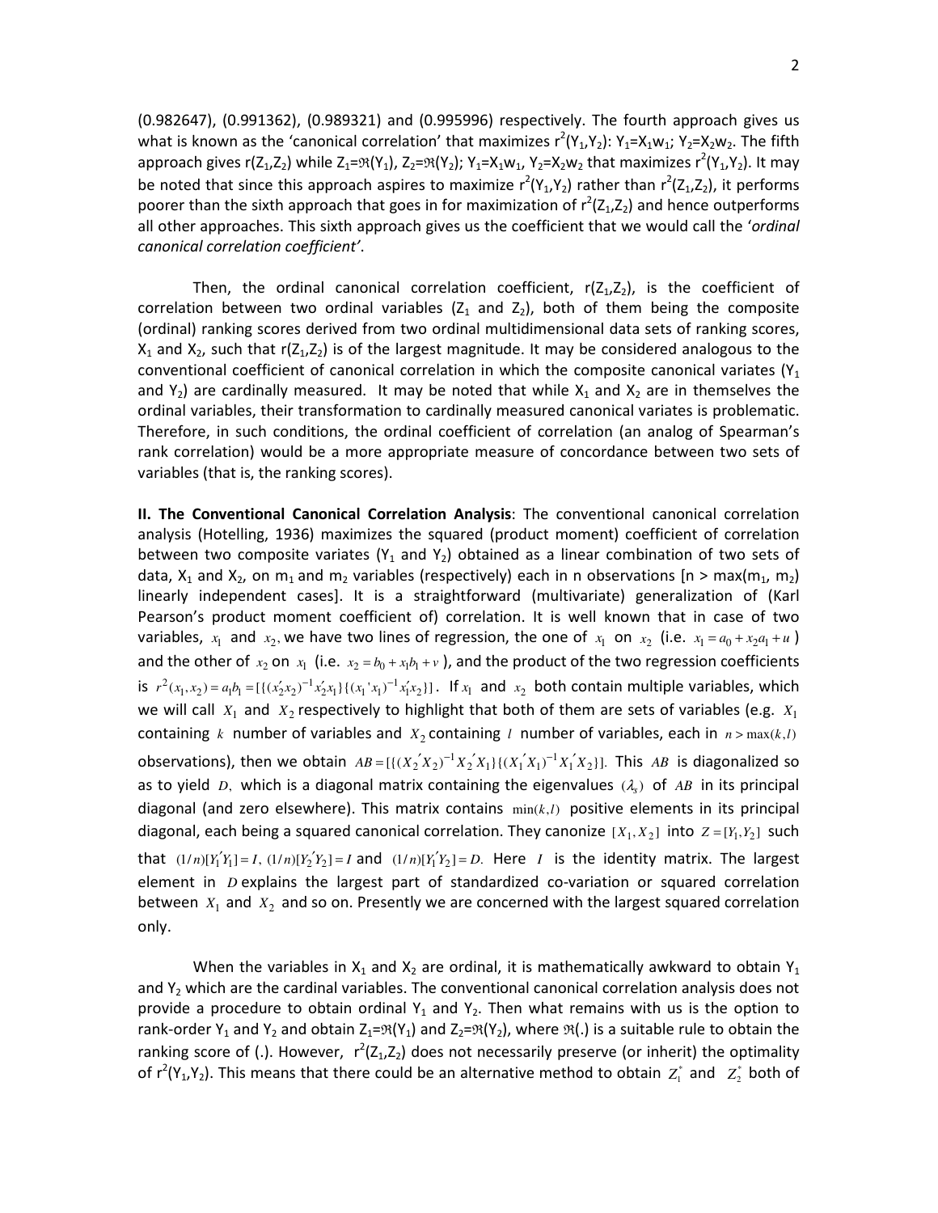(0.982647), (0.991362), (0.989321) and (0.995996) respectively. The fourth approach gives us what is known as the 'canonical correlation' that maximizes $r^2(Y_1,Y_2)$: $Y_1=X_1w_1$; $Y_2=X_2w_2$. The fifth approach gives $r(Z_1,Z_2)$ while $Z_1=\Re(Y_1)$, $Z_2=\Re(Y_2)$; $Y_1=X_1w_1$, $Y_2=X_2w_2$ that maximizes $r^2(Y_1,Y_2)$. It may be noted that since this approach aspires to maximize $r^2(Y_1,Y_2)$ rather than $r^2(Z_1,Z_2)$, it performs poorer than the sixth approach that goes in for maximization of $r^2(Z_1,Z_2)$ and hence outperforms all other approaches. This sixth approach gives us the coefficient that we would call the '*ordinal canonical correlation coefficient'*.

Then, the ordinal canonical correlation coefficient, $r(Z_1,Z_2)$, is the coefficient of correlation between two ordinal variables ($Z_1$ and $Z_2$), both of them being the composite (ordinal) ranking scores derived from two ordinal multidimensional data sets of ranking scores, $X_1$ and $X_2$, such that $r(Z_1,Z_2)$ is of the largest magnitude. It may be considered analogous to the conventional coefficient of canonical correlation in which the composite canonical variates ($Y_1$ and $Y_2$) are cardinally measured. It may be noted that while $X_1$ and $X_2$ are in themselves the ordinal variables, their transformation to cardinally measured canonical variates is problematic. Therefore, in such conditions, the ordinal coefficient of correlation (an analog of Spearman's rank correlation) would be a more appropriate measure of concordance between two sets of variables (that is, the ranking scores).

**II. The Conventional Canonical Correlation Analysis**: The conventional canonical correlation analysis (Hotelling, 1936) maximizes the squared (product moment) coefficient of correlation between two composite variates ($Y_1$ and $Y_2$) obtained as a linear combination of two sets of data, $X_1$ and $X_2$, on $m_1$ and $m_2$ variables (respectively) each in n observations [$n > \max(m_1, m_2)$ linearly independent cases]. It is a straightforward (multivariate) generalization of (Karl Pearson's product moment coefficient of) correlation. It is well known that in case of two variables, $x_1$ and $x_2$, we have two lines of regression, the one of $x_1$ on $x_2$ (i.e. $x_1 = a_0 + x_2a_1 + u$) and the other of $x_2$ on $x_1$ (i.e. $x_2 = b_0 + x_1b_1 + v$), and the product of the two regression coefficients is $r^2(x_1,x_2) = a_1b_1 = [\{(x_2'x_2)^{-1}x_2'x_1\}\{(x_1'x_1)^{-1}x_1'x_2\}]$. If $x_1$ and $x_2$ both contain multiple variables, which we will call $X_1$ and $X_2$ respectively to highlight that both of them are sets of variables (e.g. $X_1$ containing $k$ number of variables and $X_2$ containing $l$ number of variables, each in $n > \max(k,l)$ observations), then we obtain $AB = [\{(X_2'X_2)^{-1}X_2'X_1\}\{(X_1'X_1)^{-1}X_1'X_2\}]$. This $AB$ is diagonalized so as to yield $D$, which is a diagonal matrix containing the eigenvalues $(\lambda_s)$ of $AB$ in its principal diagonal (and zero elsewhere). This matrix contains $\min(k,l)$ positive elements in its principal diagonal, each being a squared canonical correlation. They canonize $[X_1, X_2]$ into $Z = [Y_1, Y_2]$ such that $(1/n)[Y_1'Y_1] = I$, $(1/n)[Y_2'Y_2] = I$ and $(1/n)[Y_1'Y_2] = D$. Here $I$ is the identity matrix. The largest element in $D$ explains the largest part of standardized co-variation or squared correlation between $X_1$ and $X_2$ and so on. Presently we are concerned with the largest squared correlation only.

When the variables in $X_1$ and $X_2$ are ordinal, it is mathematically awkward to obtain $Y_1$ and $Y_2$ which are the cardinal variables. The conventional canonical correlation analysis does not provide a procedure to obtain ordinal $Y_1$ and $Y_2$. Then what remains with us is the option to rank-order $Y_1$ and $Y_2$ and obtain $Z_1=\Re(Y_1)$ and $Z_2=\Re(Y_2)$, where $\Re(.)$ is a suitable rule to obtain the ranking score of (.). However, $r^2(Z_1,Z_2)$ does not necessarily preserve (or inherit) the optimality of $r^2(Y_1,Y_2)$. This means that there could be an alternative method to obtain $Z_1^*$ and $Z_2^*$ both of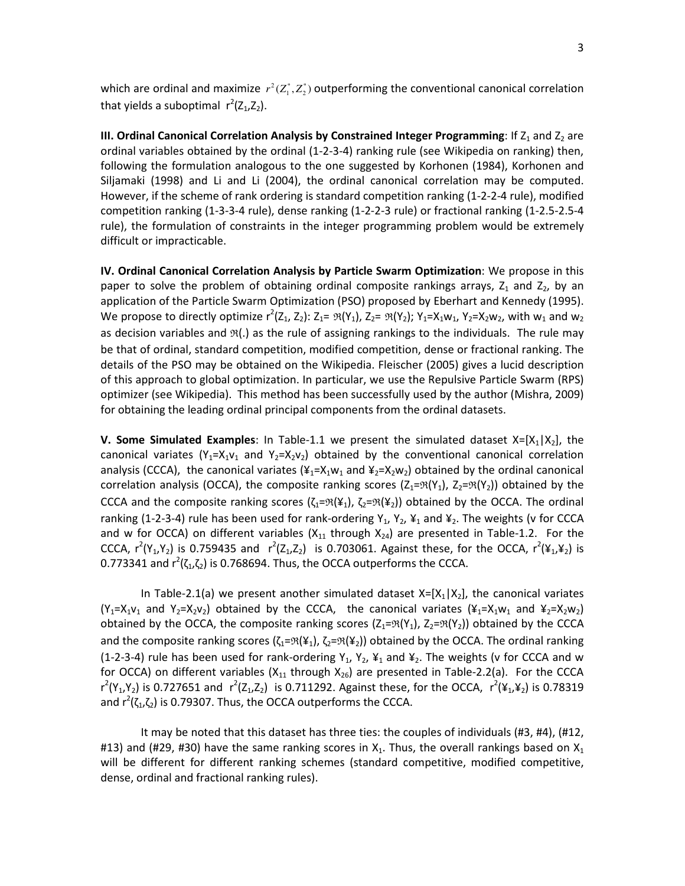which are ordinal and maximize $r^2(Z_1^*, Z_2^*)$ outperforming the conventional canonical correlation that yields a suboptimal $r^2(Z_1,Z_2)$.

**III. Ordinal Canonical Correlation Analysis by Constrained Integer Programming**: If $Z_1$ and $Z_2$ are ordinal variables obtained by the ordinal (1-2-3-4) ranking rule (see Wikipedia on ranking) then, following the formulation analogous to the one suggested by Korhonen (1984), Korhonen and Siljamaki (1998) and Li and Li (2004), the ordinal canonical correlation may be computed. However, if the scheme of rank ordering is standard competition ranking (1-2-2-4 rule), modified competition ranking (1-3-3-4 rule), dense ranking (1-2-2-3 rule) or fractional ranking (1-2.5-2.5-4 rule), the formulation of constraints in the integer programming problem would be extremely difficult or impracticable.

**IV. Ordinal Canonical Correlation Analysis by Particle Swarm Optimization**: We propose in this paper to solve the problem of obtaining ordinal composite rankings arrays, $Z_1$ and $Z_2$, by an application of the Particle Swarm Optimization (PSO) proposed by Eberhart and Kennedy (1995). We propose to directly optimize $r^2(Z_1, Z_2)$: $Z_1= \Re(Y_1)$, $Z_2= \Re(Y_2)$; $Y_1=X_1w_1$, $Y_2=X_2w_2$, with $w_1$ and $w_2$ as decision variables and $\Re(.)$ as the rule of assigning rankings to the individuals. The rule may be that of ordinal, standard competition, modified competition, dense or fractional ranking. The details of the PSO may be obtained on the Wikipedia. Fleischer (2005) gives a lucid description of this approach to global optimization. In particular, we use the Repulsive Particle Swarm (RPS) optimizer (see Wikipedia). This method has been successfully used by the author (Mishra, 2009) for obtaining the leading ordinal principal components from the ordinal datasets.

**V. Some Simulated Examples**: In Table-1.1 we present the simulated dataset $X=[X_1|X_2]$, the canonical variates ($Y_1=X_1v_1$ and $Y_2=X_2v_2$) obtained by the conventional canonical correlation analysis (CCCA), the canonical variates (¥$_1$=$X_1w_1$ and ¥$_2$=$X_2w_2$) obtained by the ordinal canonical correlation analysis (OCCA), the composite ranking scores ($Z_1=\Re(Y_1)$, $Z_2=\Re(Y_2)$) obtained by the CCCA and the composite ranking scores ($\zeta_1=\Re$(¥$_1$), $\zeta_2=\Re$(¥$_2$)) obtained by the OCCA. The ordinal ranking (1-2-3-4) rule has been used for rank-ordering $Y_1$, $Y_2$, ¥$_1$ and ¥$_2$. The weights (v for CCCA and w for OCCA) on different variables ($X_{11}$ through $X_{24}$) are presented in Table-1.2. For the CCCA, $r^2(Y_1,Y_2)$ is 0.759435 and $r^2(Z_1,Z_2)$ is 0.703061. Against these, for the OCCA, $r^2$(¥$_1$,¥$_2$) is 0.773341 and $r^2(\zeta_1,\zeta_2)$ is 0.768694. Thus, the OCCA outperforms the CCCA.

In Table-2.1(a) we present another simulated dataset $X=[X_1|X_2]$, the canonical variates ($Y_1=X_1v_1$ and $Y_2=X_2v_2$) obtained by the CCCA, the canonical variates (¥$_1$=$X_1w_1$ and ¥$_2$=$X_2w_2$) obtained by the OCCA, the composite ranking scores ($Z_1=\Re(Y_1)$, $Z_2=\Re(Y_2)$) obtained by the CCCA and the composite ranking scores ($\zeta_1=\Re$(¥$_1$), $\zeta_2=\Re$(¥$_2$)) obtained by the OCCA. The ordinal ranking (1-2-3-4) rule has been used for rank-ordering $Y_1$, $Y_2$, ¥$_1$ and ¥$_2$. The weights (v for CCCA and w for OCCA) on different variables ($X_{11}$ through $X_{26}$) are presented in Table-2.2(a). For the CCCA $r^2(Y_1,Y_2)$ is 0.727651 and $r^2(Z_1,Z_2)$ is 0.711292. Against these, for the OCCA, $r^2$(¥$_1$,¥$_2$) is 0.78319 and $r^2(\zeta_1,\zeta_2)$ is 0.79307. Thus, the OCCA outperforms the CCCA.

It may be noted that this dataset has three ties: the couples of individuals (#3, #4), (#12, #13) and (#29, #30) have the same ranking scores in $X_1$. Thus, the overall rankings based on $X_1$ will be different for different ranking schemes (standard competitive, modified competitive, dense, ordinal and fractional ranking rules).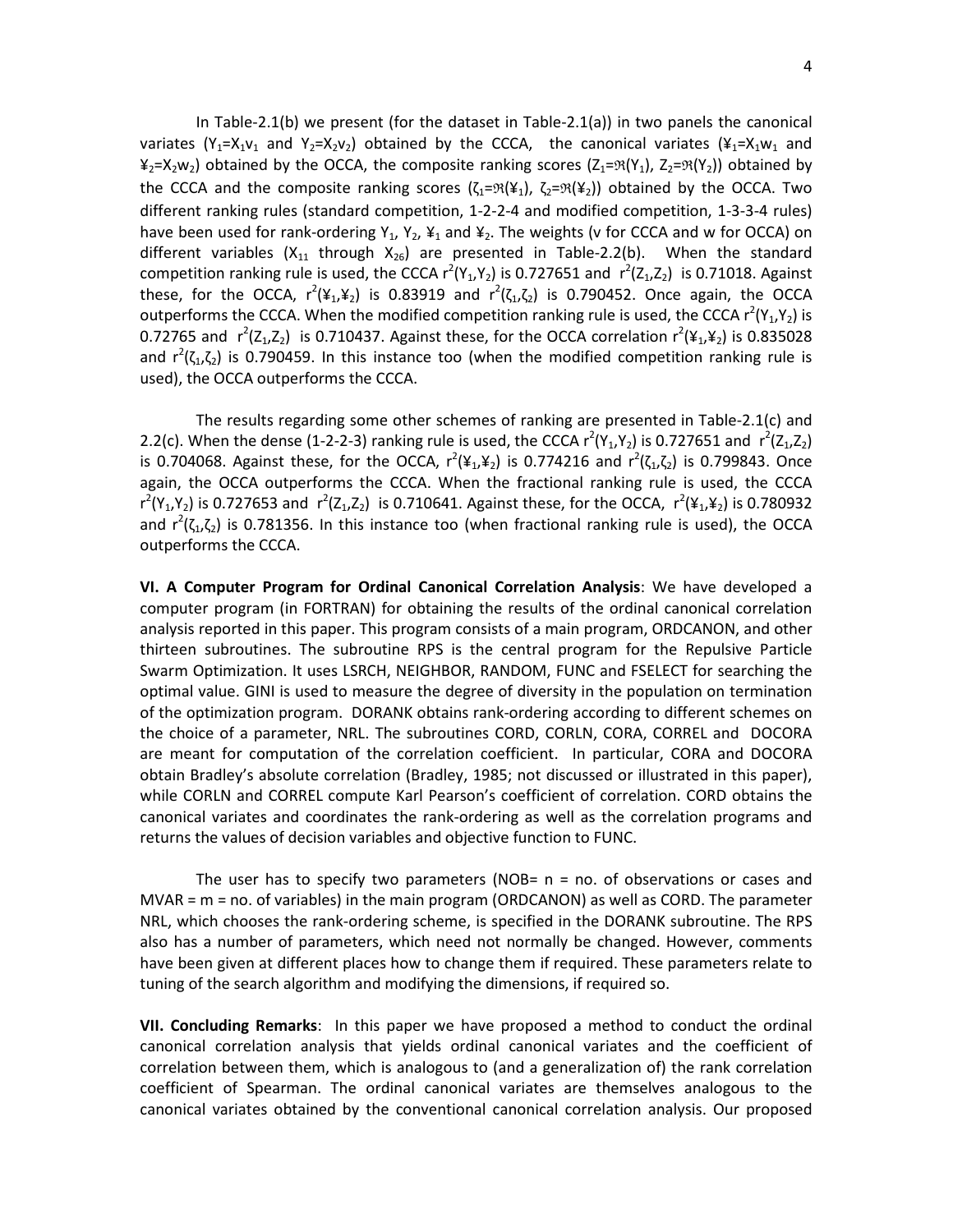In Table-2.1(b) we present (for the dataset in Table-2.1(a)) in two panels the canonical variates ($Y_1=X_1v_1$ and $Y_2=X_2v_2$) obtained by the CCCA, the canonical variates (¥$_1$=$X_1w_1$ and ¥$_2$=$X_2w_2$) obtained by the OCCA, the composite ranking scores ($Z_1=\Re(Y_1)$, $Z_2=\Re(Y_2)$) obtained by the CCCA and the composite ranking scores ($\zeta_1=\Re$(¥$_1$), $\zeta_2=\Re$(¥$_2$)) obtained by the OCCA. Two different ranking rules (standard competition, 1-2-2-4 and modified competition, 1-3-3-4 rules) have been used for rank-ordering $Y_1$, $Y_2$, ¥$_1$ and ¥$_2$. The weights (v for CCCA and w for OCCA) on different variables ($X_{11}$ through $X_{26}$) are presented in Table-2.2(b). When the standard competition ranking rule is used, the CCCA $r^2(Y_1,Y_2)$ is 0.727651 and $r^2(Z_1,Z_2)$ is 0.71018. Against these, for the OCCA, $r^2$(¥$_1$,¥$_2$) is 0.83919 and $r^2(\zeta_1,\zeta_2)$ is 0.790452. Once again, the OCCA outperforms the CCCA. When the modified competition ranking rule is used, the CCCA $r^2(Y_1,Y_2)$ is 0.72765 and $r^2(Z_1,Z_2)$ is 0.710437. Against these, for the OCCA correlation $r^2$(¥$_1$,¥$_2$) is 0.835028 and $r^2(\zeta_1,\zeta_2)$ is 0.790459. In this instance too (when the modified competition ranking rule is used), the OCCA outperforms the CCCA.

The results regarding some other schemes of ranking are presented in Table-2.1(c) and 2.2(c). When the dense (1-2-2-3) ranking rule is used, the CCCA $r^2(Y_1,Y_2)$ is 0.727651 and $r^2(Z_1,Z_2)$ is 0.704068. Against these, for the OCCA, $r^2$(¥$_1$,¥$_2$) is 0.774216 and $r^2(\zeta_1,\zeta_2)$ is 0.799843. Once again, the OCCA outperforms the CCCA. When the fractional ranking rule is used, the CCCA $r^2(Y_1,Y_2)$ is 0.727653 and $r^2(Z_1,Z_2)$ is 0.710641. Against these, for the OCCA, $r^2$(¥$_1$,¥$_2$) is 0.780932 and $r^2(\zeta_1,\zeta_2)$ is 0.781356. In this instance too (when fractional ranking rule is used), the OCCA outperforms the CCCA.

**VI. A Computer Program for Ordinal Canonical Correlation Analysis**: We have developed a computer program (in FORTRAN) for obtaining the results of the ordinal canonical correlation analysis reported in this paper. This program consists of a main program, ORDCANON, and other thirteen subroutines. The subroutine RPS is the central program for the Repulsive Particle Swarm Optimization. It uses LSRCH, NEIGHBOR, RANDOM, FUNC and FSELECT for searching the optimal value. GINI is used to measure the degree of diversity in the population on termination of the optimization program. DORANK obtains rank-ordering according to different schemes on the choice of a parameter, NRL. The subroutines CORD, CORLN, CORA, CORREL and DOCORA are meant for computation of the correlation coefficient. In particular, CORA and DOCORA obtain Bradley's absolute correlation (Bradley, 1985; not discussed or illustrated in this paper), while CORLN and CORREL compute Karl Pearson's coefficient of correlation. CORD obtains the canonical variates and coordinates the rank-ordering as well as the correlation programs and returns the values of decision variables and objective function to FUNC.

The user has to specify two parameters (NOB= n = no. of observations or cases and MVAR = m = no. of variables) in the main program (ORDCANON) as well as CORD. The parameter NRL, which chooses the rank-ordering scheme, is specified in the DORANK subroutine. The RPS also has a number of parameters, which need not normally be changed. However, comments have been given at different places how to change them if required. These parameters relate to tuning of the search algorithm and modifying the dimensions, if required so.

**VII. Concluding Remarks**: In this paper we have proposed a method to conduct the ordinal canonical correlation analysis that yields ordinal canonical variates and the coefficient of correlation between them, which is analogous to (and a generalization of) the rank correlation coefficient of Spearman. The ordinal canonical variates are themselves analogous to the canonical variates obtained by the conventional canonical correlation analysis. Our proposed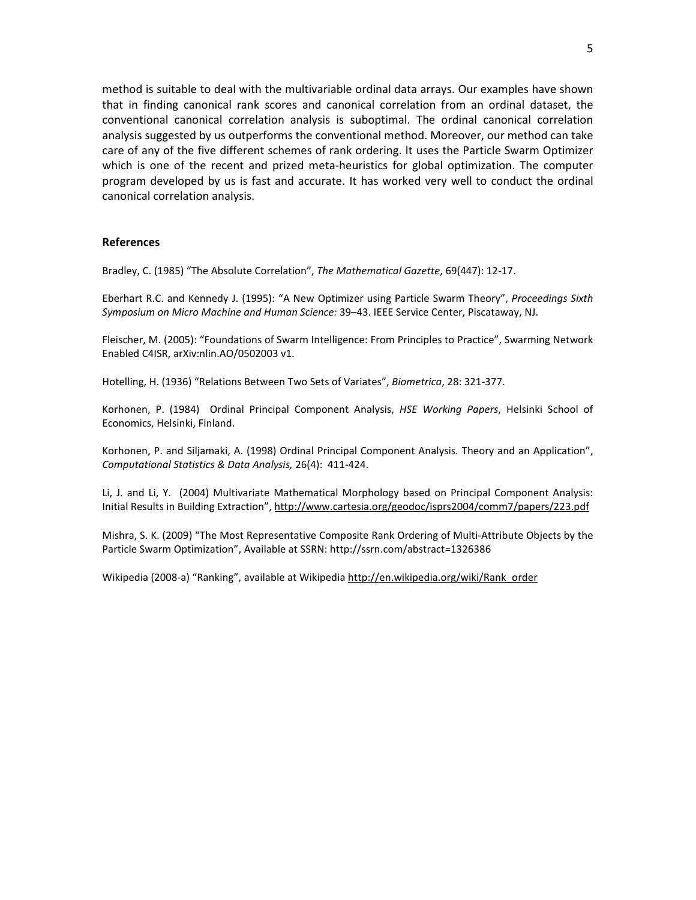method is suitable to deal with the multivariable ordinal data arrays. Our examples have shown that in finding canonical rank scores and canonical correlation from an ordinal dataset, the conventional canonical correlation analysis is suboptimal. The ordinal canonical correlation analysis suggested by us outperforms the conventional method. Moreover, our method can take care of any of the five different schemes of rank ordering. It uses the Particle Swarm Optimizer which is one of the recent and prized meta-heuristics for global optimization. The computer program developed by us is fast and accurate. It has worked very well to conduct the ordinal canonical correlation analysis.

### References

Bradley, C. (1985) "The Absolute Correlation", *The Mathematical Gazette*, 69(447): 12-17.

Eberhart R.C. and Kennedy J. (1995): "A New Optimizer using Particle Swarm Theory", *Proceedings Sixth Symposium on Micro Machine and Human Science:* 39–43. IEEE Service Center, Piscataway, NJ.

Fleischer, M. (2005): "Foundations of Swarm Intelligence: From Principles to Practice", Swarming Network Enabled C4ISR, arXiv:nlin.AO/0502003 v1.

Hotelling, H. (1936) "Relations Between Two Sets of Variates", *Biometrica*, 28: 321-377.

Korhonen, P. (1984) Ordinal Principal Component Analysis, *HSE Working Papers*, Helsinki School of Economics, Helsinki, Finland.

Korhonen, P. and Siljamaki, A. (1998) Ordinal Principal Component Analysis. Theory and an Application", *Computational Statistics & Data Analysis,* 26(4): 411-424.

Li, J. and Li, Y. (2004) Multivariate Mathematical Morphology based on Principal Component Analysis: Initial Results in Building Extraction", http://www.cartesia.org/geodoc/isprs2004/comm7/papers/223.pdf

Mishra, S. K. (2009) "The Most Representative Composite Rank Ordering of Multi-Attribute Objects by the Particle Swarm Optimization", Available at SSRN: http://ssrn.com/abstract=1326386

Wikipedia (2008-a) "Ranking", available at Wikipedia http://en.wikipedia.org/wiki/Rank_order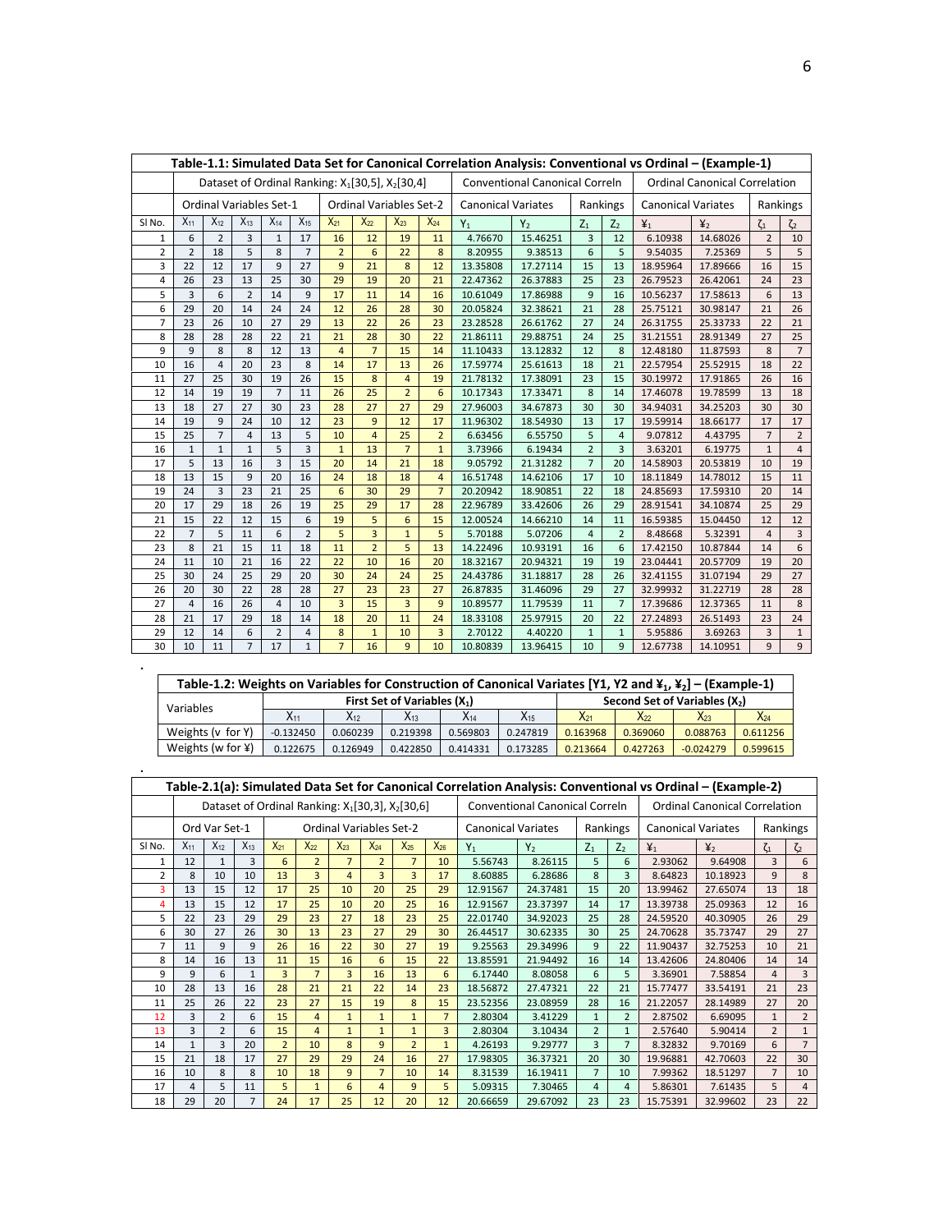**Table-1.1: Simulated Data Set for Canonical Correlation Analysis: Conventional vs Ordinal – (Example-1)**

| | Dataset of Ordinal Ranking: $X_1$[30,5], $X_2$[30,4] | | | | | | | | | Conventional Canonical Correln | | | | Ordinal Canonical Correlation | | | |
|---|---|---|---|---|---|---|---|---|---|---|---|---|---|---|---|---|---|
| | Ordinal Variables Set-1 | | | | | Ordinal Variables Set-2 | | | | Canonical Variates | | Rankings | | Canonical Variates | | Rankings | |
| Sl No. | $X_{11}$ | $X_{12}$ | $X_{13}$ | $X_{14}$ | $X_{15}$ | $X_{21}$ | $X_{22}$ | $X_{23}$ | $X_{24}$ | $Y_1$ | $Y_2$ | $Z_1$ | $Z_2$ | ¥$_1$ | ¥$_2$ | $\zeta_1$ | $\zeta_2$ |
| 1 | 6 | 2 | 3 | 1 | 17 | 16 | 12 | 19 | 11 | 4.76670 | 15.46251 | 3 | 12 | 6.10938 | 14.68026 | 2 | 10 |
| 2 | 2 | 18 | 5 | 8 | 7 | 2 | 6 | 22 | 8 | 8.20955 | 9.38513 | 6 | 5 | 9.54035 | 7.25369 | 5 | 5 |
| 3 | 22 | 12 | 17 | 9 | 27 | 9 | 21 | 8 | 12 | 13.35808 | 17.27114 | 15 | 13 | 18.95964 | 17.89666 | 16 | 15 |
| 4 | 26 | 23 | 13 | 25 | 30 | 29 | 19 | 20 | 21 | 22.47362 | 26.37883 | 25 | 23 | 26.79523 | 26.42061 | 24 | 23 |
| 5 | 3 | 6 | 2 | 14 | 9 | 17 | 11 | 14 | 16 | 10.61049 | 17.86988 | 9 | 16 | 10.56237 | 17.58613 | 6 | 13 |
| 6 | 29 | 20 | 14 | 24 | 24 | 12 | 26 | 28 | 30 | 20.05824 | 32.38621 | 21 | 28 | 25.75121 | 30.98147 | 21 | 26 |
| 7 | 23 | 26 | 10 | 27 | 29 | 13 | 22 | 26 | 23 | 23.28528 | 26.61762 | 27 | 24 | 26.31755 | 25.33733 | 22 | 21 |
| 8 | 28 | 28 | 28 | 22 | 21 | 21 | 28 | 30 | 22 | 21.86111 | 29.88751 | 24 | 25 | 31.21551 | 28.91349 | 27 | 25 |
| 9 | 9 | 8 | 8 | 12 | 13 | 4 | 7 | 15 | 14 | 11.10433 | 13.12832 | 12 | 8 | 12.48180 | 11.87593 | 8 | 7 |
| 10 | 16 | 4 | 20 | 23 | 8 | 14 | 17 | 13 | 26 | 17.59774 | 25.61613 | 18 | 21 | 22.57954 | 25.52915 | 18 | 22 |
| 11 | 27 | 25 | 30 | 19 | 26 | 15 | 8 | 4 | 19 | 21.78132 | 17.38091 | 23 | 15 | 30.19972 | 17.91865 | 26 | 16 |
| 12 | 14 | 19 | 19 | 7 | 11 | 26 | 25 | 2 | 6 | 10.17343 | 17.33471 | 8 | 14 | 17.46078 | 19.78599 | 13 | 18 |
| 13 | 18 | 27 | 27 | 30 | 23 | 28 | 27 | 27 | 29 | 27.96003 | 34.67873 | 30 | 30 | 34.94031 | 34.25203 | 30 | 30 |
| 14 | 19 | 9 | 24 | 10 | 12 | 23 | 9 | 12 | 17 | 11.96302 | 18.54930 | 13 | 17 | 19.59914 | 18.66177 | 17 | 17 |
| 15 | 25 | 7 | 4 | 13 | 5 | 10 | 4 | 25 | 2 | 6.63456 | 6.55750 | 5 | 4 | 9.07812 | 4.43795 | 7 | 2 |
| 16 | 1 | 1 | 1 | 5 | 3 | 1 | 13 | 7 | 1 | 3.73966 | 6.19434 | 2 | 3 | 3.63201 | 6.19775 | 1 | 4 |
| 17 | 5 | 13 | 16 | 3 | 15 | 20 | 14 | 21 | 18 | 9.05792 | 21.31282 | 7 | 20 | 14.58903 | 20.53819 | 10 | 19 |
| 18 | 13 | 15 | 9 | 20 | 16 | 24 | 18 | 18 | 4 | 16.51748 | 14.62106 | 17 | 10 | 18.11849 | 14.78012 | 15 | 11 |
| 19 | 24 | 3 | 23 | 21 | 25 | 6 | 30 | 29 | 7 | 20.20942 | 18.90851 | 22 | 18 | 24.85693 | 17.59310 | 20 | 14 |
| 20 | 17 | 29 | 18 | 26 | 19 | 25 | 29 | 17 | 28 | 22.96789 | 33.42606 | 26 | 29 | 28.91541 | 34.10874 | 25 | 29 |
| 21 | 15 | 22 | 12 | 15 | 6 | 19 | 5 | 6 | 15 | 12.00524 | 14.66210 | 14 | 11 | 16.59385 | 15.04450 | 12 | 12 |
| 22 | 7 | 5 | 11 | 6 | 2 | 5 | 3 | 1 | 5 | 5.70188 | 5.07206 | 4 | 2 | 8.48668 | 5.32391 | 4 | 3 |
| 23 | 8 | 21 | 15 | 11 | 18 | 11 | 2 | 5 | 13 | 14.22496 | 10.93191 | 16 | 6 | 17.42150 | 10.87844 | 14 | 6 |
| 24 | 11 | 10 | 21 | 16 | 22 | 22 | 10 | 16 | 20 | 18.32167 | 20.94321 | 19 | 19 | 23.04441 | 20.57709 | 19 | 20 |
| 25 | 30 | 24 | 25 | 29 | 20 | 30 | 24 | 24 | 25 | 24.43786 | 31.18817 | 28 | 26 | 32.41155 | 31.07194 | 29 | 27 |
| 26 | 20 | 30 | 22 | 28 | 28 | 27 | 23 | 23 | 27 | 26.87835 | 31.46096 | 29 | 27 | 32.99932 | 31.22719 | 28 | 28 |
| 27 | 4 | 16 | 26 | 4 | 10 | 3 | 15 | 3 | 9 | 10.89577 | 11.79539 | 11 | 7 | 17.39686 | 12.37365 | 11 | 8 |
| 28 | 21 | 17 | 29 | 18 | 14 | 18 | 20 | 11 | 24 | 18.33108 | 25.97915 | 20 | 22 | 27.24893 | 26.51493 | 23 | 24 |
| 29 | 12 | 14 | 6 | 2 | 4 | 8 | 1 | 10 | 3 | 2.70122 | 4.40220 | 1 | 1 | 5.95886 | 3.69263 | 3 | 1 |
| 30 | 10 | 11 | 7 | 17 | 1 | 7 | 16 | 9 | 10 | 10.80839 | 13.96415 | 10 | 9 | 12.67738 | 14.10951 | 9 | 9 |

**Table-1.2: Weights on Variables for Construction of Canonical Variates [Y1, Y2 and ¥$_1$, ¥$_2$] – (Example-1)**

| Variables | First Set of Variables ($X_1$) | | | | | Second Set of Variables ($X_2$) | | | |
|---|---|---|---|---|---|---|---|---|---|
| | $X_{11}$ | $X_{12}$ | $X_{13}$ | $X_{14}$ | $X_{15}$ | $X_{21}$ | $X_{22}$ | $X_{23}$ | $X_{24}$ |
| Weights (v for Y) | -0.132450 | 0.060239 | 0.219398 | 0.569803 | 0.247819 | 0.163968 | 0.369060 | 0.088763 | 0.611256 |
| Weights (w for ¥) | 0.122675 | 0.126949 | 0.422850 | 0.414331 | 0.173285 | 0.213664 | 0.427263 | -0.024279 | 0.599615 |

**Table-2.1(a): Simulated Data Set for Canonical Correlation Analysis: Conventional vs Ordinal – (Example-2)**

| | Dataset of Ordinal Ranking: $X_1$[30,3], $X_2$[30,6] | | | | | | | | | Conventional Canonical Correln | | | | Ordinal Canonical Correlation | | | |
|---|---|---|---|---|---|---|---|---|---|---|---|---|---|---|---|---|---|
| | Ord Var Set-1 | | | Ordinal Variables Set-2 | | | | | | Canonical Variates | | Rankings | | Canonical Variates | | Rankings | |
| Sl No. | $X_{11}$ | $X_{12}$ | $X_{13}$ | $X_{21}$ | $X_{22}$ | $X_{23}$ | $X_{24}$ | $X_{25}$ | $X_{26}$ | $Y_1$ | $Y_2$ | $Z_1$ | $Z_2$ | ¥$_1$ | ¥$_2$ | $\zeta_1$ | $\zeta_2$ |
| 1 | 12 | 1 | 3 | 6 | 2 | 7 | 2 | 7 | 10 | 5.56743 | 8.26115 | 5 | 6 | 2.93062 | 9.64908 | 3 | 6 |
| 2 | 8 | 10 | 10 | 13 | 3 | 4 | 3 | 3 | 17 | 8.60885 | 6.28686 | 8 | 3 | 8.64823 | 10.18923 | 9 | 8 |
| 3 | 13 | 15 | 12 | 17 | 25 | 10 | 20 | 25 | 29 | 12.91567 | 24.37481 | 15 | 20 | 13.99462 | 27.65074 | 13 | 18 |
| 4 | 13 | 15 | 12 | 17 | 25 | 10 | 20 | 25 | 16 | 12.91567 | 23.37397 | 14 | 17 | 13.39738 | 25.09363 | 12 | 16 |
| 5 | 22 | 23 | 29 | 29 | 23 | 27 | 18 | 23 | 25 | 22.01740 | 34.92023 | 25 | 28 | 24.59520 | 40.30905 | 26 | 29 |
| 6 | 30 | 27 | 26 | 30 | 13 | 23 | 27 | 29 | 30 | 26.44517 | 30.62335 | 30 | 25 | 24.70628 | 35.73747 | 29 | 27 |
| 7 | 11 | 9 | 9 | 26 | 16 | 22 | 30 | 27 | 19 | 9.25563 | 29.34996 | 9 | 22 | 11.90437 | 32.75253 | 10 | 21 |
| 8 | 14 | 16 | 13 | 11 | 15 | 16 | 6 | 15 | 22 | 13.85591 | 21.94492 | 16 | 14 | 13.42606 | 24.80406 | 14 | 14 |
| 9 | 9 | 6 | 1 | 3 | 7 | 3 | 16 | 13 | 6 | 6.17440 | 8.08058 | 6 | 5 | 3.36901 | 7.58854 | 4 | 3 |
| 10 | 28 | 13 | 16 | 28 | 21 | 21 | 22 | 14 | 23 | 18.56872 | 27.47321 | 22 | 21 | 15.77477 | 33.54191 | 21 | 23 |
| 11 | 25 | 26 | 22 | 23 | 27 | 15 | 19 | 8 | 15 | 23.52356 | 23.08959 | 28 | 16 | 21.22057 | 28.14989 | 27 | 20 |
| 12 | 3 | 2 | 6 | 15 | 4 | 1 | 1 | 1 | 7 | 2.80304 | 3.41229 | 1 | 2 | 2.87502 | 6.69095 | 1 | 2 |
| 13 | 3 | 2 | 6 | 15 | 4 | 1 | 1 | 1 | 3 | 2.80304 | 3.10434 | 2 | 1 | 2.57640 | 5.90414 | 2 | 1 |
| 14 | 1 | 3 | 20 | 2 | 10 | 8 | 9 | 2 | 1 | 4.26193 | 9.29777 | 3 | 7 | 8.32832 | 9.70169 | 6 | 7 |
| 15 | 21 | 18 | 17 | 27 | 29 | 29 | 24 | 16 | 27 | 17.98305 | 36.37321 | 20 | 30 | 19.96881 | 42.70603 | 22 | 30 |
| 16 | 10 | 8 | 8 | 10 | 18 | 9 | 7 | 10 | 14 | 8.31539 | 16.19411 | 7 | 10 | 7.99362 | 18.51297 | 7 | 10 |
| 17 | 4 | 5 | 11 | 5 | 1 | 6 | 4 | 9 | 5 | 5.09315 | 7.30465 | 4 | 4 | 5.86301 | 7.61435 | 5 | 4 |
| 18 | 29 | 20 | 7 | 24 | 17 | 25 | 12 | 20 | 12 | 20.66659 | 29.67092 | 23 | 23 | 15.75391 | 32.99602 | 23 | 22 |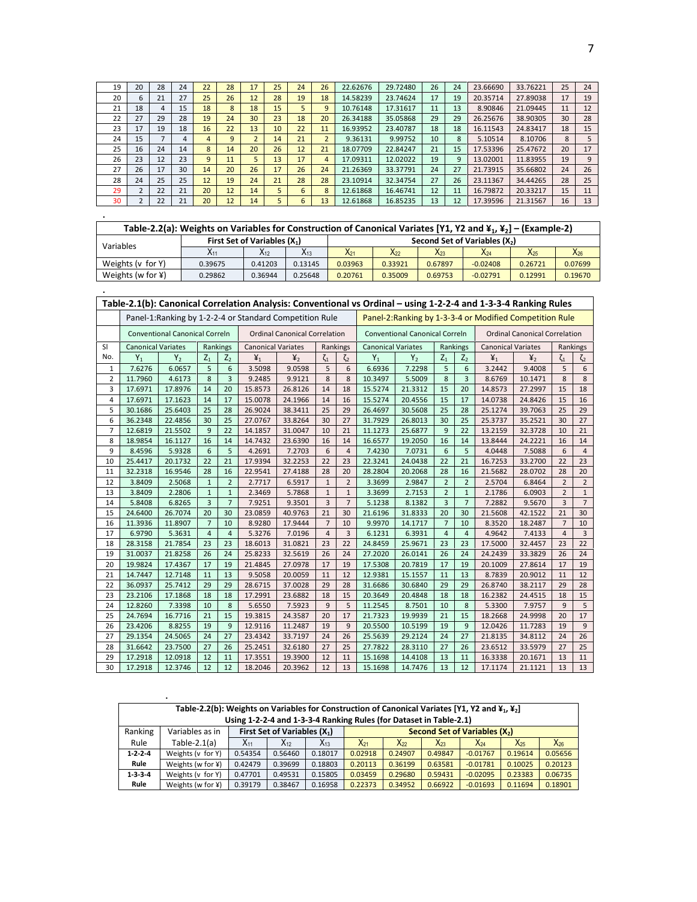| | | | | | | | | | | | | | | | | | | |
|---|---|---|---|---|---|---|---|---|---|---|---|---|---|---|---|---|---|---|
| 19 | 20 | 28 | 24 | 22 | 28 | 17 | 25 | 24 | 26 | 22.62676 | 29.72480 | 26 | 24 | 23.66690 | 33.76221 | 25 | 24 |
| 20 | 6 | 21 | 27 | 25 | 26 | 12 | 28 | 19 | 18 | 14.58239 | 23.74624 | 17 | 19 | 20.35714 | 27.89038 | 17 | 19 |
| 21 | 18 | 4 | 15 | 18 | 8 | 18 | 15 | 5 | 9 | 10.76148 | 17.31617 | 11 | 13 | 8.90846 | 21.09445 | 11 | 12 |
| 22 | 27 | 29 | 28 | 19 | 24 | 30 | 23 | 18 | 20 | 26.34188 | 35.05868 | 29 | 29 | 26.25676 | 38.90305 | 30 | 28 |
| 23 | 17 | 19 | 18 | 16 | 22 | 13 | 10 | 22 | 11 | 16.93952 | 23.40787 | 18 | 18 | 16.11543 | 24.83417 | 18 | 15 |
| 24 | 15 | 7 | 4 | 4 | 9 | 2 | 14 | 21 | 2 | 9.36131 | 9.99752 | 10 | 8 | 5.10514 | 8.10706 | 8 | 5 |
| 25 | 16 | 24 | 14 | 8 | 14 | 20 | 26 | 12 | 21 | 18.07709 | 22.84247 | 21 | 15 | 17.53396 | 25.47672 | 20 | 17 |
| 26 | 23 | 12 | 23 | 9 | 11 | 5 | 13 | 17 | 4 | 17.09311 | 12.02022 | 19 | 9 | 13.02001 | 11.83955 | 19 | 9 |
| 27 | 26 | 17 | 30 | 14 | 20 | 26 | 17 | 26 | 24 | 21.26369 | 33.37791 | 24 | 27 | 21.73915 | 35.66802 | 24 | 26 |
| 28 | 24 | 25 | 25 | 12 | 19 | 24 | 21 | 28 | 28 | 23.10914 | 32.34754 | 27 | 26 | 23.11367 | 34.44265 | 28 | 25 |
| 29 | 2 | 22 | 21 | 20 | 12 | 14 | 5 | 6 | 8 | 12.61868 | 16.46741 | 12 | 11 | 16.79872 | 20.33217 | 15 | 11 |
| 30 | 2 | 22 | 21 | 20 | 12 | 14 | 5 | 6 | 13 | 12.61868 | 16.85235 | 13 | 12 | 17.39596 | 21.31567 | 16 | 13 |

**Table-2.2(a): Weights on Variables for Construction of Canonical Variates [Y1, Y2 and ¥1, ¥2] – (Example-2)**

| Variables | First Set of Variables ($X_1$) | | | Second Set of Variables ($X_2$) | | | | | |
|---|---|---|---|---|---|---|---|---|---|
| | $X_{11}$ | $X_{12}$ | $X_{13}$ | $X_{21}$ | $X_{22}$ | $X_{23}$ | $X_{24}$ | $X_{25}$ | $X_{26}$ |
| Weights (v for Y) | 0.39675 | 0.41203 | 0.13145 | 0.03963 | 0.33921 | 0.67897 | -0.02408 | 0.26721 | 0.07699 |
| Weights (w for ¥) | 0.29862 | 0.36944 | 0.25648 | 0.20761 | 0.35009 | 0.69753 | -0.02791 | 0.12991 | 0.19670 |

**Table-2.1(b): Canonical Correlation Analysis: Conventional vs Ordinal – using 1-2-2-4 and 1-3-3-4 Ranking Rules**

| | Panel-1:Ranking by 1-2-2-4 or Standard Competition Rule | | | | | | | | Panel-2:Ranking by 1-3-3-4 or Modified Competition Rule | | | | | | | |
|---|---|---|---|---|---|---|---|---|---|---|---|---|---|---|---|---|
| | Conventional Canonical Correln | | | | Ordinal Canonical Correlation | | | | Conventional Canonical Correln | | | | Ordinal Canonical Correlation | | | |
| Sl | Canonical Variates | | Rankings | | Canonical Variates | | Rankings | | Canonical Variates | | Rankings | | Canonical Variates | | Rankings | |
| No. | $Y_1$ | $Y_2$ | $Z_1$ | $Z_2$ | ¥1 | ¥2 | $\zeta_1$ | $\zeta_2$ | $Y_1$ | $Y_2$ | $Z_1$ | $Z_2$ | ¥1 | ¥2 | $\zeta_1$ | $\zeta_2$ |
| 1 | 7.6276 | 6.0657 | 5 | 6 | 3.5098 | 9.0598 | 5 | 6 | 6.6936 | 7.2298 | 5 | 6 | 3.2442 | 9.4008 | 5 | 6 |
| 2 | 11.7960 | 4.6173 | 8 | 3 | 9.2485 | 9.9121 | 8 | 8 | 10.3497 | 5.5009 | 8 | 3 | 8.6769 | 10.1471 | 8 | 8 |
| 3 | 17.6971 | 17.8976 | 14 | 20 | 15.8573 | 26.8126 | 14 | 18 | 15.5274 | 21.3312 | 15 | 20 | 14.8573 | 27.2997 | 15 | 18 |
| 4 | 17.6971 | 17.1623 | 14 | 17 | 15.0078 | 24.1966 | 14 | 16 | 15.5274 | 20.4556 | 15 | 17 | 14.0738 | 24.8426 | 15 | 16 |
| 5 | 30.1686 | 25.6403 | 25 | 28 | 26.9024 | 38.3411 | 25 | 29 | 26.4697 | 30.5608 | 25 | 28 | 25.1274 | 39.7063 | 25 | 29 |
| 6 | 36.2348 | 22.4856 | 30 | 25 | 27.0767 | 33.8264 | 30 | 27 | 31.7929 | 26.8013 | 30 | 25 | 25.3737 | 35.2521 | 30 | 27 |
| 7 | 12.6819 | 21.5502 | 9 | 22 | 14.1857 | 31.0047 | 10 | 21 | 11.1273 | 25.6877 | 9 | 22 | 13.2159 | 32.3728 | 10 | 21 |
| 8 | 18.9854 | 16.1127 | 16 | 14 | 14.7432 | 23.6390 | 16 | 14 | 16.6577 | 19.2050 | 16 | 14 | 13.8444 | 24.2221 | 16 | 14 |
| 9 | 8.4596 | 5.9328 | 6 | 5 | 4.2691 | 7.2703 | 6 | 4 | 7.4230 | 7.0731 | 6 | 5 | 4.0448 | 7.5088 | 6 | 4 |
| 10 | 25.4417 | 20.1732 | 22 | 21 | 17.9394 | 32.2253 | 22 | 23 | 22.3241 | 24.0438 | 22 | 21 | 16.7253 | 33.2700 | 22 | 23 |
| 11 | 32.2318 | 16.9546 | 28 | 16 | 22.9541 | 27.4188 | 28 | 20 | 28.2804 | 20.2068 | 28 | 16 | 21.5682 | 28.0702 | 28 | 20 |
| 12 | 3.8409 | 2.5068 | 1 | 2 | 2.7717 | 6.5917 | 1 | 2 | 3.3699 | 2.9847 | 2 | 2 | 2.5704 | 6.8464 | 2 | 2 |
| 13 | 3.8409 | 2.2806 | 1 | 1 | 2.3469 | 5.7868 | 1 | 1 | 3.3699 | 2.7153 | 2 | 1 | 2.1786 | 6.0903 | 2 | 1 |
| 14 | 5.8408 | 6.8265 | 3 | 7 | 7.9251 | 9.3501 | 3 | 7 | 5.1238 | 8.1382 | 3 | 7 | 7.2882 | 9.5670 | 3 | 7 |
| 15 | 24.6400 | 26.7074 | 20 | 30 | 23.0859 | 40.9763 | 21 | 30 | 21.6196 | 31.8333 | 20 | 30 | 21.5608 | 42.1522 | 21 | 30 |
| 16 | 11.3936 | 11.8907 | 7 | 10 | 8.9280 | 17.9444 | 7 | 10 | 9.9970 | 14.1717 | 7 | 10 | 8.3520 | 18.2487 | 7 | 10 |
| 17 | 6.9790 | 5.3631 | 4 | 4 | 5.3276 | 7.0196 | 4 | 3 | 6.1231 | 6.3931 | 4 | 4 | 4.9642 | 7.4133 | 4 | 3 |
| 18 | 28.3158 | 21.7854 | 23 | 23 | 18.6013 | 31.0821 | 23 | 22 | 24.8459 | 25.9671 | 23 | 23 | 17.5000 | 32.4457 | 23 | 22 |
| 19 | 31.0037 | 21.8258 | 26 | 24 | 25.8233 | 32.5619 | 26 | 24 | 27.2020 | 26.0141 | 26 | 24 | 24.2439 | 33.3829 | 26 | 24 |
| 20 | 19.9824 | 17.4367 | 17 | 19 | 21.4845 | 27.0978 | 17 | 19 | 17.5308 | 20.7819 | 17 | 19 | 20.1009 | 27.8614 | 17 | 19 |
| 21 | 14.7447 | 12.7148 | 11 | 13 | 9.5058 | 20.0059 | 11 | 12 | 12.9381 | 15.1557 | 11 | 13 | 8.7839 | 20.9012 | 11 | 12 |
| 22 | 36.0937 | 25.7412 | 29 | 29 | 28.6715 | 37.0028 | 29 | 28 | 31.6686 | 30.6840 | 29 | 29 | 26.8740 | 38.2117 | 29 | 28 |
| 23 | 23.2106 | 17.1868 | 18 | 18 | 17.2991 | 23.6882 | 18 | 15 | 20.3649 | 20.4848 | 18 | 18 | 16.2382 | 24.4515 | 18 | 15 |
| 24 | 12.8260 | 7.3398 | 10 | 8 | 5.6550 | 7.5923 | 9 | 5 | 11.2545 | 8.7501 | 10 | 8 | 5.3300 | 7.9757 | 9 | 5 |
| 25 | 24.7694 | 16.7716 | 21 | 15 | 19.3815 | 24.3587 | 20 | 17 | 21.7323 | 19.9939 | 21 | 15 | 18.2668 | 24.9998 | 20 | 17 |
| 26 | 23.4206 | 8.8255 | 19 | 9 | 12.9116 | 11.2487 | 19 | 9 | 20.5500 | 10.5199 | 19 | 9 | 12.0426 | 11.7283 | 19 | 9 |
| 27 | 29.1354 | 24.5065 | 24 | 27 | 23.4342 | 33.7197 | 24 | 26 | 25.5639 | 29.2124 | 24 | 27 | 21.8135 | 34.8112 | 24 | 26 |
| 28 | 31.6642 | 23.7500 | 27 | 26 | 25.2451 | 32.6180 | 27 | 25 | 27.7822 | 28.3110 | 27 | 26 | 23.6512 | 33.5979 | 27 | 25 |
| 29 | 17.2918 | 12.0918 | 12 | 11 | 17.3551 | 19.3900 | 12 | 11 | 15.1698 | 14.4108 | 13 | 11 | 16.3338 | 20.1671 | 13 | 11 |
| 30 | 17.2918 | 12.3746 | 12 | 12 | 18.2046 | 20.3962 | 12 | 13 | 15.1698 | 14.7476 | 13 | 12 | 17.1174 | 21.1121 | 13 | 13 |

**Table-2.2(b): Weights on Variables for Construction of Canonical Variates [Y1, Y2 and ¥1, ¥2] Using 1-2-2-4 and 1-3-3-4 Ranking Rules (for Dataset in Table-2.1)**

| Ranking Rule | Variables as in Table-2.1(a) | First Set of Variables ($X_1$) | | | Second Set of Variables ($X_2$) | | | | | |
|---|---|---|---|---|---|---|---|---|---|---|
| | | $X_{11}$ | $X_{12}$ | $X_{13}$ | $X_{21}$ | $X_{22}$ | $X_{23}$ | $X_{24}$ | $X_{25}$ | $X_{26}$ |
| **1-2-2-4** | Weights (v for Y) | 0.54354 | 0.56460 | 0.18017 | 0.02918 | 0.24907 | 0.49847 | -0.01767 | 0.19614 | 0.05656 |
| **Rule** | Weights (w for ¥) | 0.42479 | 0.39699 | 0.18803 | 0.20113 | 0.36199 | 0.63581 | -0.01781 | 0.10025 | 0.20123 |
| **1-3-3-4** | Weights (v for Y) | 0.47701 | 0.49531 | 0.15805 | 0.03459 | 0.29680 | 0.59431 | -0.02095 | 0.23383 | 0.06735 |
| **Rule** | Weights (w for ¥) | 0.39179 | 0.38467 | 0.16958 | 0.22373 | 0.34952 | 0.66922 | -0.01693 | 0.11694 | 0.18901 |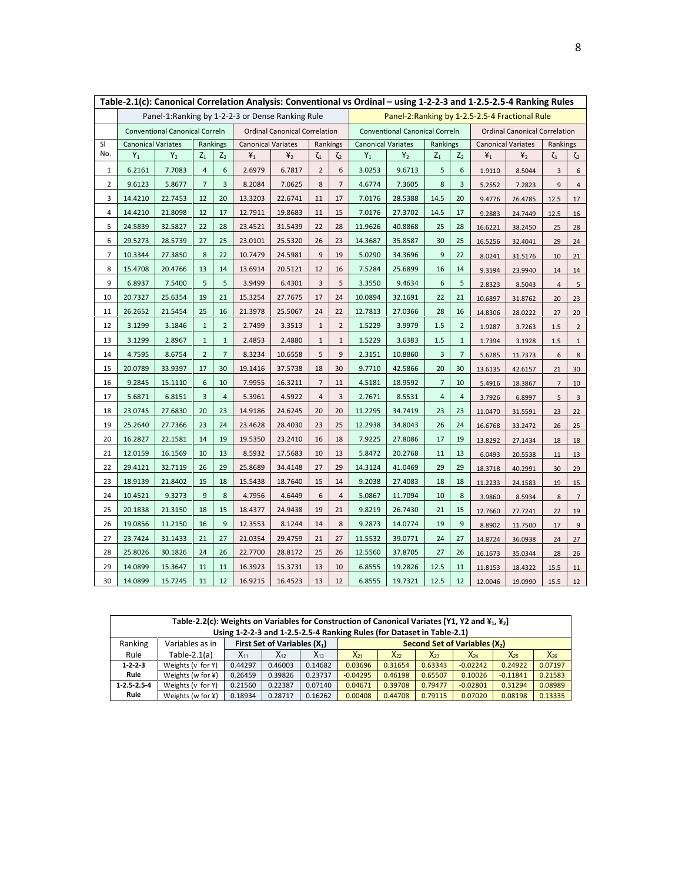**Table-2.1(c): Canonical Correlation Analysis: Conventional vs Ordinal – using 1-2-2-3 and 1-2.5-2.5-4 Ranking Rules**

| | Panel-1:Ranking by 1-2-2-3 or Dense Ranking Rule | | | | | | | | Panel-2:Ranking by 1-2.5-2.5-4 Fractional Rule | | | | | | | |
|---|---|---|---|---|---|---|---|---|---|---|---|---|---|---|---|---|
| | Conventional Canonical Correln | | | | Ordinal Canonical Correlation | | | | Conventional Canonical Correln | | | | Ordinal Canonical Correlation | | | |
| Sl | Canonical Variates | | Rankings | | Canonical Variates | | Rankings | | Canonical Variates | | Rankings | | Canonical Variates | | Rankings | |
| No. | $Y_1$ | $Y_2$ | $Z_1$ | $Z_2$ | ¥$_1$ | ¥$_2$ | $\zeta_1$ | $\zeta_2$ | $Y_1$ | $Y_2$ | $Z_1$ | $Z_2$ | ¥$_1$ | ¥$_2$ | $\zeta_1$ | $\zeta_2$ |
| 1 | 6.2161 | 7.7083 | 4 | 6 | 2.6979 | 6.7817 | 2 | 6 | 3.0253 | 9.6713 | 5 | 6 | 1.9110 | 8.5044 | 3 | 6 |
| 2 | 9.6123 | 5.8677 | 7 | 3 | 8.2084 | 7.0625 | 8 | 7 | 4.6774 | 7.3605 | 8 | 3 | 5.2552 | 7.2823 | 9 | 4 |
| 3 | 14.4210 | 22.7453 | 12 | 20 | 13.3203 | 22.6741 | 11 | 17 | 7.0176 | 28.5388 | 14.5 | 20 | 9.4776 | 26.4785 | 12.5 | 17 |
| 4 | 14.4210 | 21.8098 | 12 | 17 | 12.7911 | 19.8683 | 11 | 15 | 7.0176 | 27.3702 | 14.5 | 17 | 9.2883 | 24.7449 | 12.5 | 16 |
| 5 | 24.5839 | 32.5827 | 22 | 28 | 23.4521 | 31.5439 | 22 | 28 | 11.9626 | 40.8868 | 25 | 28 | 16.6221 | 38.2450 | 25 | 28 |
| 6 | 29.5273 | 28.5739 | 27 | 25 | 23.0101 | 25.5320 | 26 | 23 | 14.3687 | 35.8587 | 30 | 25 | 16.5256 | 32.4041 | 29 | 24 |
| 7 | 10.3344 | 27.3850 | 8 | 22 | 10.7479 | 24.5981 | 9 | 19 | 5.0290 | 34.3696 | 9 | 22 | 8.0241 | 31.5176 | 10 | 21 |
| 8 | 15.4708 | 20.4766 | 13 | 14 | 13.6914 | 20.5121 | 12 | 16 | 7.5284 | 25.6899 | 16 | 14 | 9.3594 | 23.9940 | 14 | 14 |
| 9 | 6.8937 | 7.5400 | 5 | 5 | 3.9499 | 6.4301 | 3 | 5 | 3.3550 | 9.4634 | 6 | 5 | 2.8323 | 8.5043 | 4 | 5 |
| 10 | 20.7327 | 25.6354 | 19 | 21 | 15.3254 | 27.7675 | 17 | 24 | 10.0894 | 32.1691 | 22 | 21 | 10.6897 | 31.8762 | 20 | 23 |
| 11 | 26.2652 | 21.5454 | 25 | 16 | 21.3978 | 25.5067 | 24 | 22 | 12.7813 | 27.0366 | 28 | 16 | 14.8306 | 28.0222 | 27 | 20 |
| 12 | 3.1299 | 3.1846 | 1 | 2 | 2.7499 | 3.3513 | 1 | 2 | 1.5229 | 3.9979 | 1.5 | 2 | 1.9287 | 3.7263 | 1.5 | 2 |
| 13 | 3.1299 | 2.8967 | 1 | 1 | 2.4853 | 2.4880 | 1 | 1 | 1.5229 | 3.6383 | 1.5 | 1 | 1.7394 | 3.1928 | 1.5 | 1 |
| 14 | 4.7595 | 8.6754 | 2 | 7 | 8.3234 | 10.6558 | 5 | 9 | 2.3151 | 10.8860 | 3 | 7 | 5.6285 | 11.7373 | 6 | 8 |
| 15 | 20.0789 | 33.9397 | 17 | 30 | 19.1416 | 37.5738 | 18 | 30 | 9.7710 | 42.5866 | 20 | 30 | 13.6135 | 42.6157 | 21 | 30 |
| 16 | 9.2845 | 15.1110 | 6 | 10 | 7.9955 | 16.3211 | 7 | 11 | 4.5181 | 18.9592 | 7 | 10 | 5.4916 | 18.3867 | 7 | 10 |
| 17 | 5.6871 | 6.8151 | 3 | 4 | 5.3961 | 4.5922 | 4 | 3 | 2.7671 | 8.5531 | 4 | 4 | 3.7926 | 6.8997 | 5 | 3 |
| 18 | 23.0745 | 27.6830 | 20 | 23 | 14.9186 | 24.6245 | 20 | 20 | 11.2295 | 34.7419 | 23 | 23 | 11.0470 | 31.5591 | 23 | 22 |
| 19 | 25.2640 | 27.7366 | 23 | 24 | 23.4628 | 28.4030 | 23 | 25 | 12.2938 | 34.8043 | 26 | 24 | 16.6768 | 33.2472 | 26 | 25 |
| 20 | 16.2827 | 22.1581 | 14 | 19 | 19.5350 | 23.2410 | 16 | 18 | 7.9225 | 27.8086 | 17 | 19 | 13.8292 | 27.1434 | 18 | 18 |
| 21 | 12.0159 | 16.1569 | 10 | 13 | 8.5932 | 17.5683 | 10 | 13 | 5.8472 | 20.2768 | 11 | 13 | 6.0493 | 20.5538 | 11 | 13 |
| 22 | 29.4121 | 32.7119 | 26 | 29 | 25.8689 | 34.4148 | 27 | 29 | 14.3124 | 41.0469 | 29 | 29 | 18.3718 | 40.2991 | 30 | 29 |
| 23 | 18.9139 | 21.8402 | 15 | 18 | 15.5438 | 18.7640 | 15 | 14 | 9.2038 | 27.4083 | 18 | 18 | 11.2233 | 24.1583 | 19 | 15 |
| 24 | 10.4521 | 9.3273 | 9 | 8 | 4.7956 | 4.6449 | 6 | 4 | 5.0867 | 11.7094 | 10 | 8 | 3.9860 | 8.5934 | 8 | 7 |
| 25 | 20.1838 | 21.3150 | 18 | 15 | 18.4377 | 24.9438 | 19 | 21 | 9.8219 | 26.7430 | 21 | 15 | 12.7660 | 27.7241 | 22 | 19 |
| 26 | 19.0856 | 11.2150 | 16 | 9 | 12.3553 | 8.1244 | 14 | 8 | 9.2873 | 14.0774 | 19 | 9 | 8.8902 | 11.7500 | 17 | 9 |
| 27 | 23.7424 | 31.1433 | 21 | 27 | 21.0354 | 29.4759 | 21 | 27 | 11.5532 | 39.0771 | 24 | 27 | 14.8724 | 36.0938 | 24 | 27 |
| 28 | 25.8026 | 30.1826 | 24 | 26 | 22.7700 | 28.8172 | 25 | 26 | 12.5560 | 37.8705 | 27 | 26 | 16.1673 | 35.0344 | 28 | 26 |
| 29 | 14.0899 | 15.3647 | 11 | 11 | 16.3923 | 15.3731 | 13 | 10 | 6.8555 | 19.2826 | 12.5 | 11 | 11.8153 | 18.4322 | 15.5 | 11 |
| 30 | 14.0899 | 15.7245 | 11 | 12 | 16.9215 | 16.4523 | 13 | 12 | 6.8555 | 19.7321 | 12.5 | 12 | 12.0046 | 19.0990 | 15.5 | 12 |

**Table-2.2(c): Weights on Variables for Construction of Canonical Variates [Y1, Y2 and ¥$_1$, ¥$_2$] Using 1-2-2-3 and 1-2.5-2.5-4 Ranking Rules (for Dataset in Table-2.1)**

| Ranking | Variables as in | First Set of Variables ($X_1$) | | | Second Set of Variables ($X_2$) | | | | | |
|---|---|---|---|---|---|---|---|---|---|---|
| Rule | Table-2.1(a) | $X_{11}$ | $X_{12}$ | $X_{13}$ | $X_{21}$ | $X_{22}$ | $X_{23}$ | $X_{24}$ | $X_{25}$ | $X_{26}$ |
| **1-2-2-3** | Weights (v for Y) | 0.44297 | 0.46003 | 0.14682 | 0.03696 | 0.31654 | 0.63343 | -0.02242 | 0.24922 | 0.07197 |
| **Rule** | Weights (w for ¥) | 0.26459 | 0.39826 | 0.23737 | -0.04295 | 0.46198 | 0.65507 | 0.10026 | -0.11841 | 0.21583 |
| **1-2.5-2.5-4** | Weights (v for Y) | 0.21560 | 0.22387 | 0.07140 | 0.04671 | 0.39708 | 0.79477 | -0.02801 | 0.31294 | 0.08989 |
| **Rule** | Weights (w for ¥) | 0.18934 | 0.28717 | 0.16262 | 0.00408 | 0.44708 | 0.79115 | 0.07020 | 0.08198 | 0.13335 |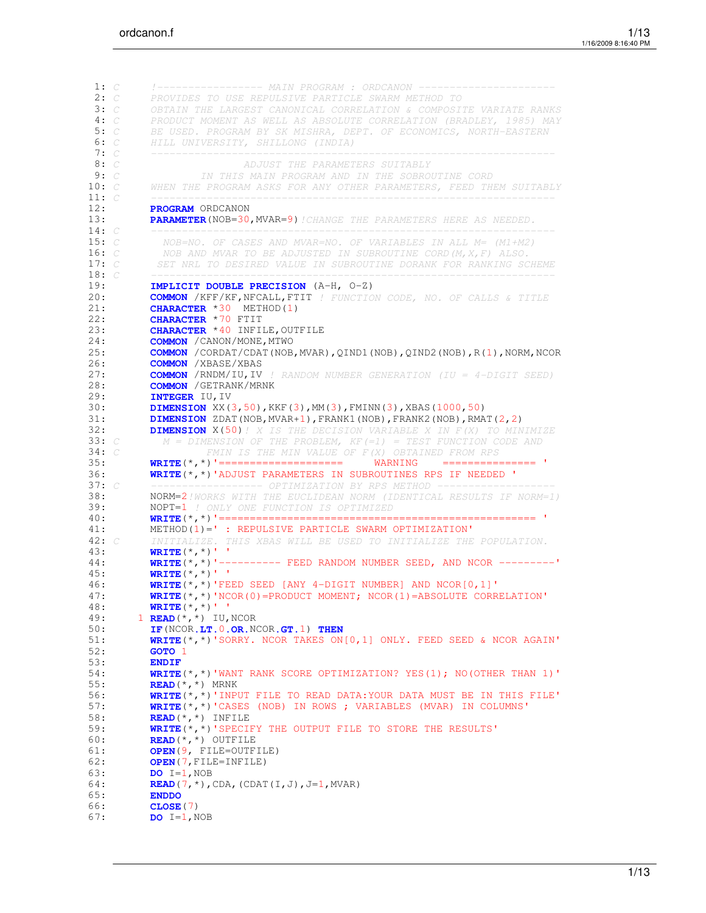```
1: C     !----------------- MAIN PROGRAM : ORDCANON ---------------------
2: C     PROVIDES TO USE REPULSIVE PARTICLE SWARM METHOD TO
3: C     OBTAIN THE LARGEST CANONICAL CORRELATION & COMPOSITE VARIATE RANKS
4: C     PRODUCT MOMENT AS WELL AS ABSOLUTE CORRELATION (BRADLEY, 1985) MAY
5: C     BE USED. PROGRAM BY SK MISHRA, DEPT. OF ECONOMICS, NORTH-EASTERN
6: C     HILL UNIVERSITY, SHILLONG (INDIA)
7: C     -----------------------------------------------------------------
8: C                    ADJUST THE PARAMETERS SUITABLY
9: C             IN THIS MAIN PROGRAM AND IN THE SOBROUTINE CORD
10: C     WHEN THE PROGRAM ASKS FOR ANY OTHER PARAMETERS, FEED THEM SUITABLY
11: C     -----------------------------------------------------------------
12:       PROGRAM ORDCANON
13:       PARAMETER(NOB=30,MVAR=9)!CHANGE THE PARAMETERS HERE AS NEEDED.
14: C     -----------------------------------------------------------------
15: C       NOB=NO. OF CASES AND MVAR=NO. OF VARIABLES IN ALL M= (M1+M2)
16: C       NOB AND MVAR TO BE ADJUSTED IN SUBROUTINE CORD(M,X,F) ALSO.
17: C      SET NRL TO DESIRED VALUE IN SUBROUTINE DORANK FOR RANKING SCHEME
18: C     -----------------------------------------------------------------
19:       IMPLICIT DOUBLE PRECISION (A-H, O-Z)
20:       COMMON /KFF/KF,NFCALL,FTIT ! FUNCTION CODE, NO. OF CALLS & TITLE
21:       CHARACTER *30  METHOD(1)
22:       CHARACTER *70 FTIT
23:       CHARACTER *40 INFILE,OUTFILE
24:       COMMON /CANON/MONE,MTWO
25:       COMMON /CORDAT/CDAT(NOB,MVAR),QIND1(NOB),QIND2(NOB),R(1),NORM,NCOR
26:       COMMON /XBASE/XBAS
27:       COMMON /RNDM/IU,IV ! RANDOM NUMBER GENERATION (IU = 4-DIGIT SEED)
28:       COMMON /GETRANK/MRNK
29:       INTEGER IU,IV
30:       DIMENSION XX(3,50),KKF(3),MM(3),FMINN(3),XBAS(1000,50)
31:       DIMENSION ZDAT(NOB,MVAR+1),FRANK1(NOB),FRANK2(NOB),RMAT(2,2)
32:       DIMENSION X(50)! X IS THE DECISION VARIABLE X IN F(X) TO MINIMIZE
33: C       M = DIMENSION OF THE PROBLEM, KF(=1) = TEST FUNCTION CODE AND
34: C              FMIN IS THE MIN VALUE OF F(X) OBTAINED FROM RPS
35:       WRITE(*,*)'====================     WARNING     =============== '
36:       WRITE(*,*)'ADJUST PARAMETERS IN SUBROUTINES RPS IF NEEDED '
37: C     ------------------ OPTIMIZATION BY RPS METHOD -------------------
38:       NORM=2!WORKS WITH THE EUCLIDEAN NORM (IDENTICAL RESULTS IF NORM=1)
39:       NOPT=1 ! ONLY ONE FUNCTION IS OPTIMIZED
40:       WRITE(*,*)'================================================== '
41:       METHOD(1)=' : REPULSIVE PARTICLE SWARM OPTIMIZATION'
42: C     INITIALIZE. THIS XBAS WILL BE USED TO INITIALIZE THE POPULATION.
43:       WRITE(*,*)' '
44:       WRITE(*,*)'---------- FEED RANDOM NUMBER SEED, AND NCOR ---------'
45:       WRITE(*,*)' '
46:       WRITE(*,*)'FEED SEED [ANY 4-DIGIT NUMBER] AND NCOR[0,1]'
47:       WRITE(*,*)'NCOR(0)=PRODUCT MOMENT; NCOR(1)=ABSOLUTE CORRELATION'
48:       WRITE(*,*)' '
49:     1 READ(*,*) IU,NCOR
50:       IF(NCOR.LT.0.OR.NCOR.GT.1) THEN
51:       WRITE(*,*)'SORRY. NCOR TAKES ON[0,1] ONLY. FEED SEED & NCOR AGAIN'
52:       GOTO 1
53:       ENDIF
54:       WRITE(*,*)'WANT RANK SCORE OPTIMIZATION? YES(1); NO(OTHER THAN 1)'
55:       READ(*,*) MRNK
56:       WRITE(*,*)'INPUT FILE TO READ DATA:YOUR DATA MUST BE IN THIS FILE'
57:       WRITE(*,*)'CASES (NOB) IN ROWS ; VARIABLES (MVAR) IN COLUMNS'
58:       READ(*,*) INFILE
59:       WRITE(*,*)'SPECIFY THE OUTPUT FILE TO STORE THE RESULTS'
60:       READ(*,*) OUTFILE
61:       OPEN(9, FILE=OUTFILE)
62:       OPEN(7,FILE=INFILE)
63:       DO I=1,NOB
64:       READ(7,*),CDA,(CDAT(I,J),J=1,MVAR)
65:       ENDDO
66:       CLOSE(7)
67:       DO I=1,NOB
```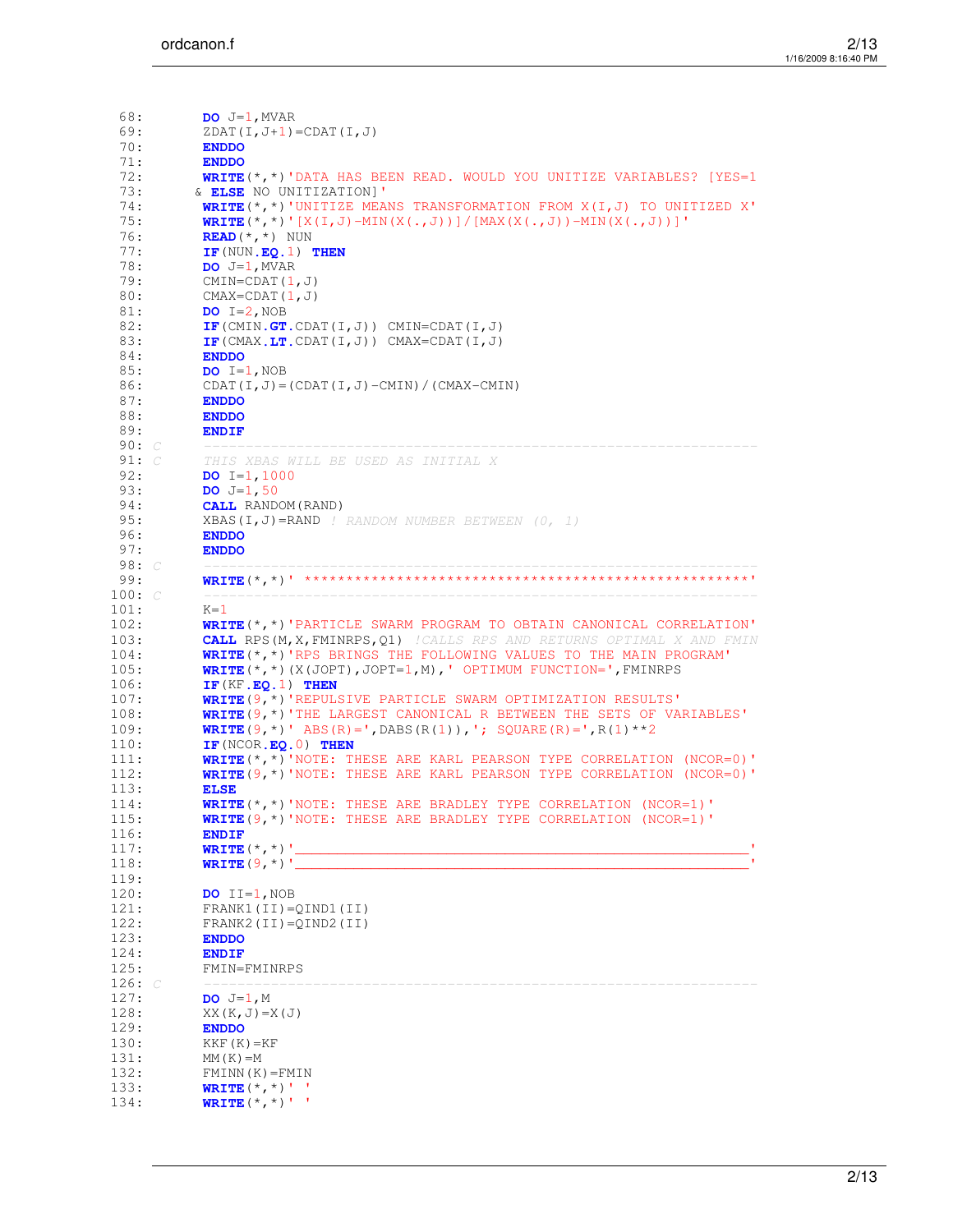```
 68:       DO J=1,MVAR
 69:       ZDAT(I,J+1)=CDAT(I,J)
 70:       ENDDO
 71:       ENDDO
 72:       WRITE(*,*)'DATA HAS BEEN READ. WOULD YOU UNITIZE VARIABLES? [YES=1
 73:      & ELSE NO UNITIZATION]'
 74:       WRITE(*,*)'UNITIZE MEANS TRANSFORMATION FROM X(I,J) TO UNITIZED X'
 75:       WRITE(*,*)'[X(I,J)-MIN(X(.,J))]/[MAX(X(.,J))-MIN(X(.,J))]'
 76:       READ(*,*) NUN
 77:       IF(NUN.EQ.1) THEN
 78:       DO J=1,MVAR
 79:       CMIN=CDAT(1,J)
 80:       CMAX=CDAT(1,J)
 81:       DO I=2,NOB
 82:       IF(CMIN.GT.CDAT(I,J)) CMIN=CDAT(I,J)
 83:       IF(CMAX.LT.CDAT(I,J)) CMAX=CDAT(I,J)
 84:       ENDDO
 85:       DO I=1,NOB
 86:       CDAT(I,J)=(CDAT(I,J)-CMIN)/(CMAX-CMIN)
 87:       ENDDO
 88:       ENDDO
 89:       ENDIF
 90: C     ----------------------------------------------------------------
 91: C     THIS XBAS WILL BE USED AS INITIAL X
 92:       DO I=1,1000
 93:       DO J=1,50
 94:       CALL RANDOM(RAND)
 95:       XBAS(I,J)=RAND ! RANDOM NUMBER BETWEEN (0, 1)
 96:       ENDDO
 97:       ENDDO
 98: C     ----------------------------------------------------------------
 99:       WRITE(*,*)' ****************************************************'
100: C     ----------------------------------------------------------------
101:       K=1
102:       WRITE(*,*)'PARTICLE SWARM PROGRAM TO OBTAIN CANONICAL CORRELATION'
103:       CALL RPS(M,X,FMINRPS,Q1) !CALLS RPS AND RETURNS OPTIMAL X AND FMIN
104:       WRITE(*,*)'RPS BRINGS THE FOLLOWING VALUES TO THE MAIN PROGRAM'
105:       WRITE(*,*)(X(JOPT),JOPT=1,M),' OPTIMUM FUNCTION=',FMINRPS
106:       IF(KF.EQ.1) THEN
107:       WRITE(9,*)'REPULSIVE PARTICLE SWARM OPTIMIZATION RESULTS'
108:       WRITE(9,*)'THE LARGEST CANONICAL R BETWEEN THE SETS OF VARIABLES'
109:       WRITE(9,*)' ABS(R)=',DABS(R(1)),'; SQUARE(R)=',R(1)**2
110:       IF(NCOR.EQ.0) THEN
111:       WRITE(*,*)'NOTE: THESE ARE KARL PEARSON TYPE CORRELATION (NCOR=0)'
112:       WRITE(9,*)'NOTE: THESE ARE KARL PEARSON TYPE CORRELATION (NCOR=0)'
113:       ELSE
114:       WRITE(*,*)'NOTE: THESE ARE BRADLEY TYPE CORRELATION (NCOR=1)'
115:       WRITE(9,*)'NOTE: THESE ARE BRADLEY TYPE CORRELATION (NCOR=1)'
116:       ENDIF
117:       WRITE(*,*)'____________________________________________________'
118:       WRITE(9,*)'____________________________________________________'
119:
120:       DO II=1,NOB
121:       FRANK1(II)=QIND1(II)
122:       FRANK2(II)=QIND2(II)
123:       ENDDO
124:       ENDIF
125:       FMIN=FMINRPS
126: C     ----------------------------------------------------------------
127:       DO J=1,M
128:       XX(K,J)=X(J)
129:       ENDDO
130:       KKF(K)=KF
131:       MM(K)=M
132:       FMINN(K)=FMIN
133:       WRITE(*,*)' '
134:       WRITE(*,*)' '
```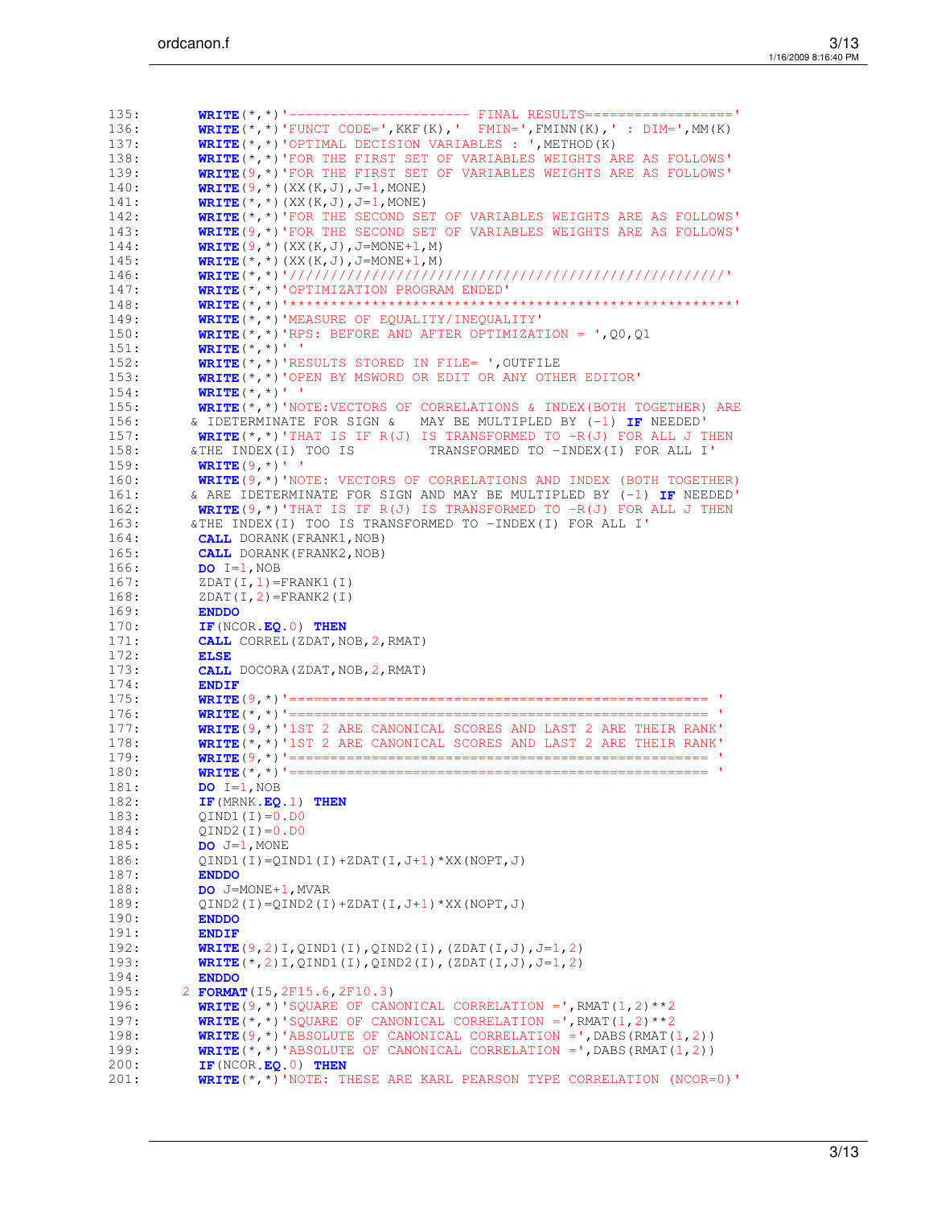```fortran
135:      WRITE(*,*)'---------------------- FINAL RESULTS=================='
136:      WRITE(*,*)'FUNCT CODE=',KKF(K),'  FMIN=',FMINN(K),' : DIM=',MM(K)
137:      WRITE(*,*)'OPTIMAL DECISION VARIABLES : ',METHOD(K)
138:      WRITE(*,*)'FOR THE FIRST SET OF VARIABLES WEIGHTS ARE AS FOLLOWS'
139:      WRITE(9,*)'FOR THE FIRST SET OF VARIABLES WEIGHTS ARE AS FOLLOWS'
140:      WRITE(9,*)(XX(K,J),J=1,MONE)
141:      WRITE(*,*)(XX(K,J),J=1,MONE)
142:      WRITE(*,*)'FOR THE SECOND SET OF VARIABLES WEIGHTS ARE AS FOLLOWS'
143:      WRITE(9,*)'FOR THE SECOND SET OF VARIABLES WEIGHTS ARE AS FOLLOWS'
144:      WRITE(9,*)(XX(K,J),J=MONE+1,M)
145:      WRITE(*,*)(XX(K,J),J=MONE+1,M)
146:      WRITE(*,*)'/////////////////////////////////////////////////////'
147:      WRITE(*,*)'OPTIMIZATION PROGRAM ENDED'
148:      WRITE(*,*)'******************************************************'
149:      WRITE(*,*)'MEASURE OF EQUALITY/INEQUALITY'
150:      WRITE(*,*)'RPS: BEFORE AND AFTER OPTIMIZATION = ',Q0,Q1
151:      WRITE(*,*)' '
152:      WRITE(*,*)'RESULTS STORED IN FILE= ',OUTFILE
153:      WRITE(*,*)'OPEN BY MSWORD OR EDIT OR ANY OTHER EDITOR'
154:      WRITE(*,*)' '
155:      WRITE(*,*)'NOTE:VECTORS OF CORRELATIONS & INDEX(BOTH TOGETHER) ARE
156:     & IDETERMINATE FOR SIGN &   MAY BE MULTIPLED BY (-1) IF NEEDED'
157:      WRITE(*,*)'THAT IS IF R(J) IS TRANSFORMED TO -R(J) FOR ALL J THEN
158:     &THE INDEX(I) TOO IS         TRANSFORMED TO -INDEX(I) FOR ALL I'
159:      WRITE(9,*)' '
160:      WRITE(9,*)'NOTE: VECTORS OF CORRELATIONS AND INDEX (BOTH TOGETHER)
161:     & ARE IDETERMINATE FOR SIGN AND MAY BE MULTIPLED BY (-1) IF NEEDED'
162:      WRITE(9,*)'THAT IS IF R(J) IS TRANSFORMED TO -R(J) FOR ALL J THEN
163:     &THE INDEX(I) TOO IS TRANSFORMED TO -INDEX(I) FOR ALL I'
164:      CALL DORANK(FRANK1,NOB)
165:      CALL DORANK(FRANK2,NOB)
166:      DO I=1,NOB
167:      ZDAT(I,1)=FRANK1(I)
168:      ZDAT(I,2)=FRANK2(I)
169:      ENDDO
170:      IF(NCOR.EQ.0) THEN
171:      CALL CORREL(ZDAT,NOB,2,RMAT)
172:      ELSE
173:      CALL DOCORA(ZDAT,NOB,2,RMAT)
174:      ENDIF
175:      WRITE(9,*)'================================================= '
176:      WRITE(*,*)'================================================= '
177:      WRITE(9,*)'1ST 2 ARE CANONICAL SCORES AND LAST 2 ARE THEIR RANK'
178:      WRITE(*,*)'1ST 2 ARE CANONICAL SCORES AND LAST 2 ARE THEIR RANK'
179:      WRITE(9,*)'================================================= '
180:      WRITE(*,*)'================================================= '
181:      DO I=1,NOB
182:      IF(MRNK.EQ.1) THEN
183:      QIND1(I)=0.D0
184:      QIND2(I)=0.D0
185:      DO J=1,MONE
186:      QIND1(I)=QIND1(I)+ZDAT(I,J+1)*XX(NOPT,J)
187:      ENDDO
188:      DO J=MONE+1,MVAR
189:      QIND2(I)=QIND2(I)+ZDAT(I,J+1)*XX(NOPT,J)
190:      ENDDO
191:      ENDIF
192:      WRITE(9,2)I,QIND1(I),QIND2(I),(ZDAT(I,J),J=1,2)
193:      WRITE(*,2)I,QIND1(I),QIND2(I),(ZDAT(I,J),J=1,2)
194:      ENDDO
195:    2 FORMAT(I5,2F15.6,2F10.3)
196:      WRITE(9,*)'SQUARE OF CANONICAL CORRELATION =',RMAT(1,2)**2
197:      WRITE(*,*)'SQUARE OF CANONICAL CORRELATION =',RMAT(1,2)**2
198:      WRITE(9,*)'ABSOLUTE OF CANONICAL CORRELATION =',DABS(RMAT(1,2))
199:      WRITE(*,*)'ABSOLUTE OF CANONICAL CORRELATION =',DABS(RMAT(1,2))
200:      IF(NCOR.EQ.0) THEN
201:      WRITE(*,*)'NOTE: THESE ARE KARL PEARSON TYPE CORRELATION (NCOR=0)'
```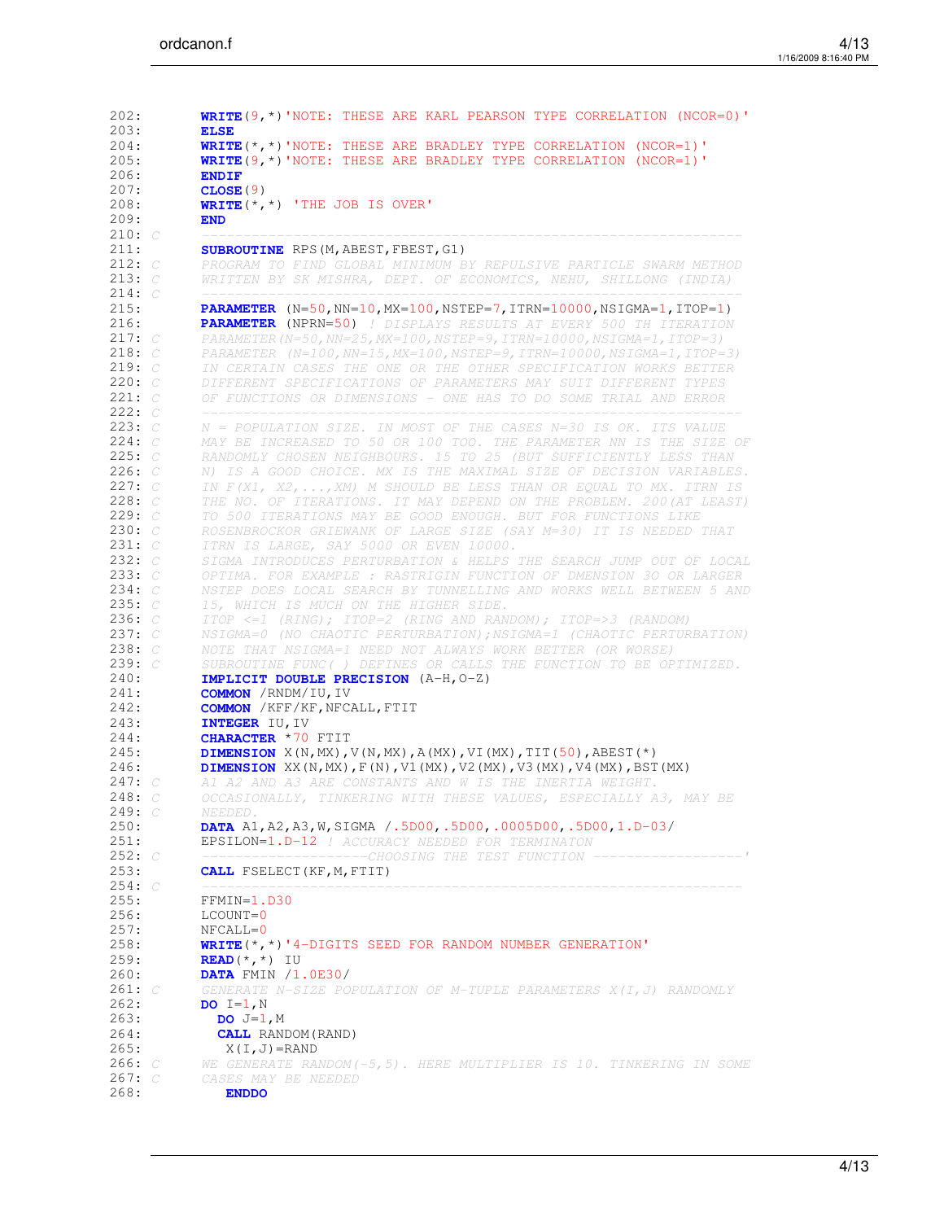```
202:       WRITE(9,*)'NOTE: THESE ARE KARL PEARSON TYPE CORRELATION (NCOR=0)'
203:       ELSE
204:       WRITE(*,*)'NOTE: THESE ARE BRADLEY TYPE CORRELATION (NCOR=1)'
205:       WRITE(9,*)'NOTE: THESE ARE BRADLEY TYPE CORRELATION (NCOR=1)'
206:       ENDIF
207:       CLOSE(9)
208:       WRITE(*,*) 'THE JOB IS OVER'
209:       END
210: C     -----------------------------------------------------------------
211:       SUBROUTINE RPS(M,ABEST,FBEST,G1)
212: C     PROGRAM TO FIND GLOBAL MINIMUM BY REPULSIVE PARTICLE SWARM METHOD
213: C     WRITTEN BY SK MISHRA, DEPT. OF ECONOMICS, NEHU, SHILLONG (INDIA)
214: C     -----------------------------------------------------------------
215:       PARAMETER (N=50,NN=10,MX=100,NSTEP=7,ITRN=10000,NSIGMA=1,ITOP=1)
216:       PARAMETER (NPRN=50) ! DISPLAYS RESULTS AT EVERY 500 TH ITERATION
217: C     PARAMETER(N=50,NN=25,MX=100,NSTEP=9,ITRN=10000,NSIGMA=1,ITOP=3)
218: C     PARAMETER (N=100,NN=15,MX=100,NSTEP=9,ITRN=10000,NSIGMA=1,ITOP=3)
219: C     IN CERTAIN CASES THE ONE OR THE OTHER SPECIFICATION WORKS BETTER
220: C     DIFFERENT SPECIFICATIONS OF PARAMETERS MAY SUIT DIFFERENT TYPES
221: C     OF FUNCTIONS OR DIMENSIONS - ONE HAS TO DO SOME TRIAL AND ERROR
222: C     -----------------------------------------------------------------
223: C     N = POPULATION SIZE. IN MOST OF THE CASES N=30 IS OK. ITS VALUE
224: C     MAY BE INCREASED TO 50 OR 100 TOO. THE PARAMETER NN IS THE SIZE OF
225: C     RANDOMLY CHOSEN NEIGHBOURS. 15 TO 25 (BUT SUFFICIENTLY LESS THAN
226: C     N) IS A GOOD CHOICE. MX IS THE MAXIMAL SIZE OF DECISION VARIABLES.
227: C     IN F(X1, X2,...,XM) M SHOULD BE LESS THAN OR EQUAL TO MX. ITRN IS
228: C     THE NO. OF ITERATIONS. IT MAY DEPEND ON THE PROBLEM. 200(AT LEAST)
229: C     TO 500 ITERATIONS MAY BE GOOD ENOUGH. BUT FOR FUNCTIONS LIKE
230: C     ROSENBROCKOR GRIEWANK OF LARGE SIZE (SAY M=30) IT IS NEEDED THAT
231: C     ITRN IS LARGE, SAY 5000 OR EVEN 10000.
232: C     SIGMA INTRODUCES PERTURBATION & HELPS THE SEARCH JUMP OUT OF LOCAL
233: C     OPTIMA. FOR EXAMPLE : RASTRIGIN FUNCTION OF DMENSION 3O OR LARGER
234: C     NSTEP DOES LOCAL SEARCH BY TUNNELLING AND WORKS WELL BETWEEN 5 AND
235: C     15, WHICH IS MUCH ON THE HIGHER SIDE.
236: C     ITOP <=1 (RING); ITOP=2 (RING AND RANDOM); ITOP=>3 (RANDOM)
237: C     NSIGMA=0 (NO CHAOTIC PERTURBATION);NSIGMA=1 (CHAOTIC PERTURBATION)
238: C     NOTE THAT NSIGMA=1 NEED NOT ALWAYS WORK BETTER (OR WORSE)
239: C     SUBROUTINE FUNC( ) DEFINES OR CALLS THE FUNCTION TO BE OPTIMIZED.
240:       IMPLICIT DOUBLE PRECISION (A-H,O-Z)
241:       COMMON /RNDM/IU,IV
242:       COMMON /KFF/KF,NFCALL,FTIT
243:       INTEGER IU,IV
244:       CHARACTER *70 FTIT
245:       DIMENSION X(N,MX),V(N,MX),A(MX),VI(MX),TIT(50),ABEST(*)
246:       DIMENSION XX(N,MX),F(N),V1(MX),V2(MX),V3(MX),V4(MX),BST(MX)
247: C     A1 A2 AND A3 ARE CONSTANTS AND W IS THE INERTIA WEIGHT.
248: C     OCCASIONALLY, TINKERING WITH THESE VALUES, ESPECIALLY A3, MAY BE
249: C     NEEDED.
250:       DATA A1,A2,A3,W,SIGMA /.5D00,.5D00,.0005D00,.5D00,1.D-03/
251:       EPSILON=1.D-12 ! ACCURACY NEEDED FOR TERMINATON
252: C     --------------------CHOOSING THE TEST FUNCTION ------------------'
253:       CALL FSELECT(KF,M,FTIT)
254: C     -----------------------------------------------------------------
255:       FFMIN=1.D30
256:       LCOUNT=0
257:       NFCALL=0
258:       WRITE(*,*)'4-DIGITS SEED FOR RANDOM NUMBER GENERATION'
259:       READ(*,*) IU
260:       DATA FMIN /1.0E30/
261: C     GENERATE N-SIZE POPULATION OF M-TUPLE PARAMETERS X(I,J) RANDOMLY
262:       DO I=1,N
263:         DO J=1,M
264:         CALL RANDOM(RAND)
265:          X(I,J)=RAND
266: C     WE GENERATE RANDOM(-5,5). HERE MULTIPLIER IS 10. TINKERING IN SOME
267: C     CASES MAY BE NEEDED
268:          ENDDO
```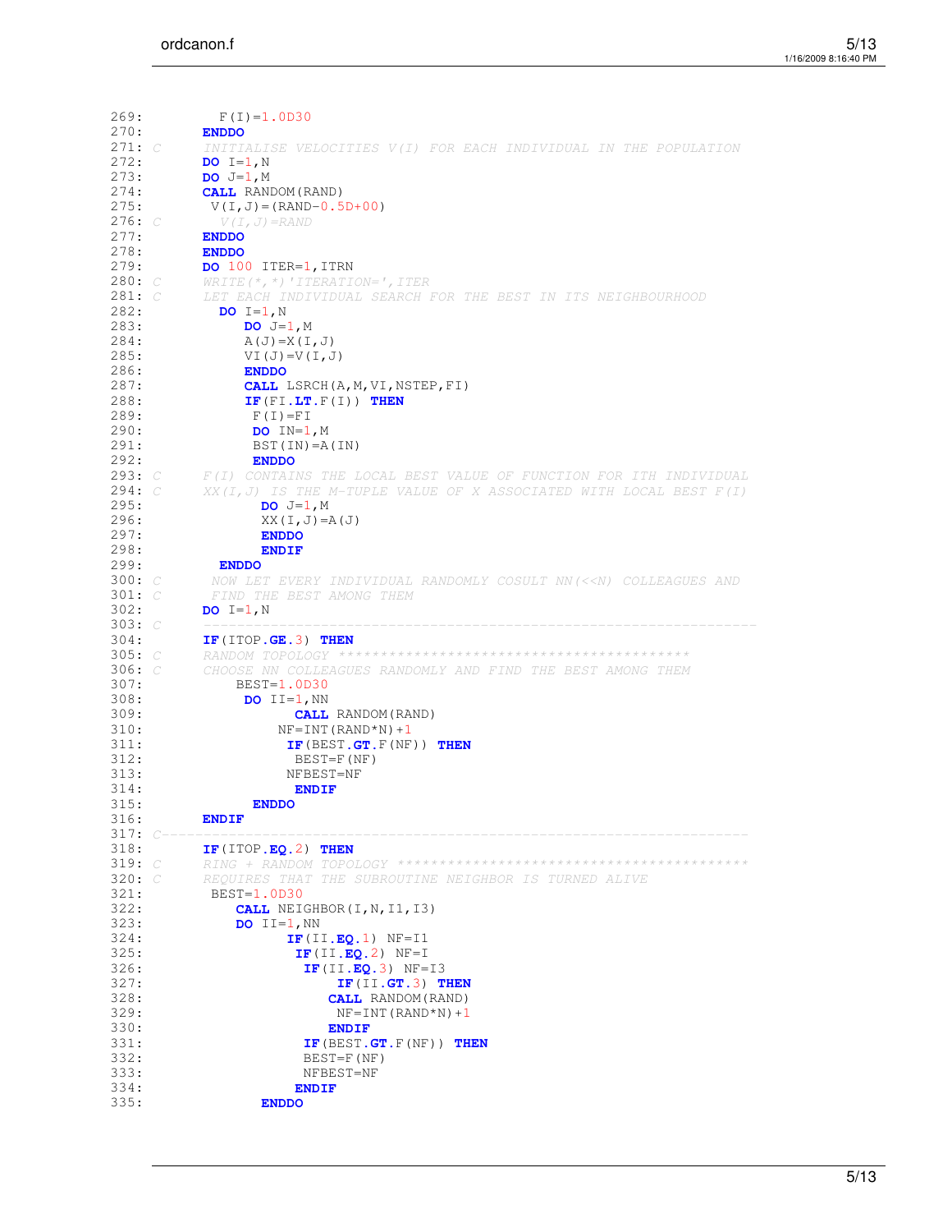```
269:          F(I)=1.0D30
270:        ENDDO
271: C      INITIALISE VELOCITIES V(I) FOR EACH INDIVIDUAL IN THE POPULATION
272:        DO I=1,N
273:        DO J=1,M
274:        CALL RANDOM(RAND)
275:         V(I,J)=(RAND-0.5D+00)
276: C        V(I,J)=RAND
277:        ENDDO
278:        ENDDO
279:        DO 100 ITER=1,ITRN
280: C      WRITE(*,*)'ITERATION=',ITER
281: C      LET EACH INDIVIDUAL SEARCH FOR THE BEST IN ITS NEIGHBOURHOOD
282:          DO I=1,N
283:             DO J=1,M
284:             A(J)=X(I,J)
285:             VI(J)=V(I,J)
286:             ENDDO
287:             CALL LSRCH(A,M,VI,NSTEP,FI)
288:             IF(FI.LT.F(I)) THEN
289:              F(I)=FI
290:              DO IN=1,M
291:              BST(IN)=A(IN)
292:              ENDDO
293: C      F(I) CONTAINS THE LOCAL BEST VALUE OF FUNCTION FOR ITH INDIVIDUAL
294: C      XX(I,J) IS THE M-TUPLE VALUE OF X ASSOCIATED WITH LOCAL BEST F(I)
295:               DO J=1,M
296:               XX(I,J)=A(J)
297:               ENDDO
298:               ENDIF
299:          ENDDO
300: C       NOW LET EVERY INDIVIDUAL RANDOMLY COSULT NN(<<N) COLLEAGUES AND
301: C       FIND THE BEST AMONG THEM
302:        DO I=1,N
303: C      ------------------------------------------------------------------
304:        IF(ITOP.GE.3) THEN
305: C      RANDOM TOPOLOGY ******************************************
306: C      CHOOSE NN COLLEAGUES RANDOMLY AND FIND THE BEST AMONG THEM
307:            BEST=1.0D30
308:             DO II=1,NN
309:                   CALL RANDOM(RAND)
310:                 NF=INT(RAND*N)+1
311:                  IF(BEST.GT.F(NF)) THEN
312:                   BEST=F(NF)
313:                  NFBEST=NF
314:                   ENDIF
315:              ENDDO
316:        ENDIF
317: C-----------------------------------------------------------------------
318:        IF(ITOP.EQ.2) THEN
319: C      RING + RANDOM TOPOLOGY ******************************************
320: C      REQUIRES THE SUBROUTINE NEIGHBOR IS TURNED ALIVE
321:         BEST=1.0D30
322:            CALL NEIGHBOR(I,N,I1,I3)
323:            DO II=1,NN
324:                  IF(II.EQ.1) NF=I1
325:                   IF(II.EQ.2) NF=I
326:                    IF(II.EQ.3) NF=I3
327:                        IF(II.GT.3) THEN
328:                       CALL RANDOM(RAND)
329:                        NF=INT(RAND*N)+1
330:                       ENDIF
331:                    IF(BEST.GT.F(NF)) THEN
332:                    BEST=F(NF)
333:                    NFBEST=NF
334:                   ENDIF
335:               ENDDO
```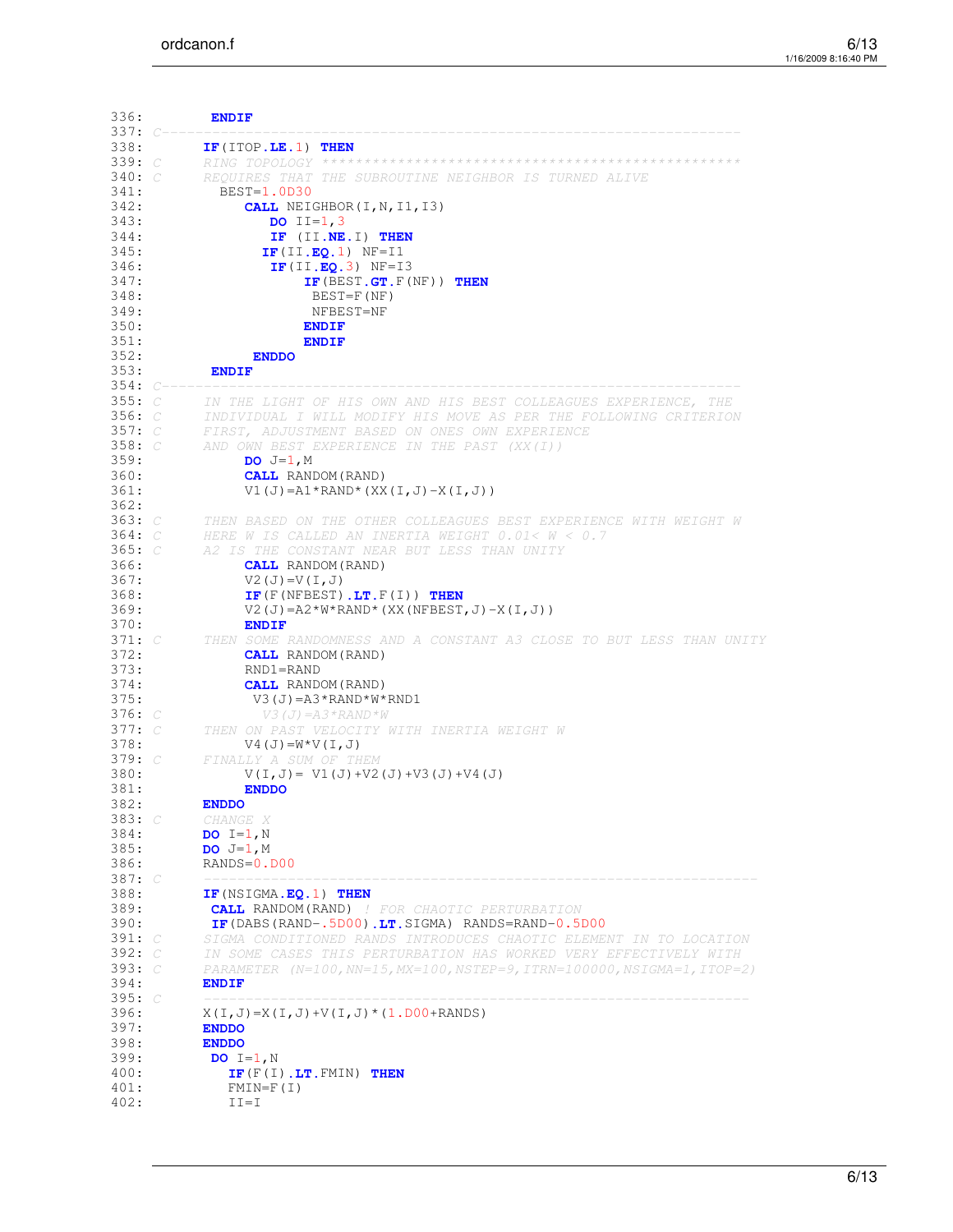```
336:        ENDIF
337: C-----------------------------------------------------------------------
338:       IF(ITOP.LE.1) THEN
339: C      RING TOPOLOGY **************************************************
340: C      REQUIRES THAT THE SUBROUTINE NEIGHBOR IS TURNED ALIVE
341:         BEST=1.0D30
342:            CALL NEIGHBOR(I,N,I1,I3)
343:               DO II=1,3
344:               IF (II.NE.I) THEN
345:              IF(II.EQ.1) NF=I1
346:               IF(II.EQ.3) NF=I3
347:                   IF(BEST.GT.F(NF)) THEN
348:                    BEST=F(NF)
349:                    NFBEST=NF
350:                   ENDIF
351:                   ENDIF
352:             ENDDO
353:        ENDIF
354: C-----------------------------------------------------------------------
355: C      IN THE LIGHT OF HIS OWN AND HIS BEST COLLEAGUES EXPERIENCE, THE
356: C      INDIVIDUAL I WILL MODIFY HIS MOVE AS PER THE FOLLOWING CRITERION
357: C      FIRST, ADJUSTMENT BASED ON ONES OWN EXPERIENCE
358: C      AND OWN BEST EXPERIENCE IN THE PAST (XX(I))
359:            DO J=1,M
360:            CALL RANDOM(RAND)
361:            V1(J)=A1*RAND*(XX(I,J)-X(I,J))
362: 
363: C      THEN BASED ON THE OTHER COLLEAGUES BEST EXPERIENCE WITH WEIGHT W
364: C      HERE W IS CALLED AN INERTIA WEIGHT 0.01< W < 0.7
365: C      A2 IS THE CONSTANT NEAR BUT LESS THAN UNITY
366:            CALL RANDOM(RAND)
367:            V2(J)=V(I,J)
368:            IF(F(NFBEST).LT.F(I)) THEN
369:            V2(J)=A2*W*RAND*(XX(NFBEST,J)-X(I,J))
370:            ENDIF
371: C      THEN SOME RANDOMNESS AND A CONSTANT A3 CLOSE TO BUT LESS THAN UNITY
372:            CALL RANDOM(RAND)
373:            RND1=RAND
374:            CALL RANDOM(RAND)
375:             V3(J)=A3*RAND*W*RND1
376: C             V3(J)=A3*RAND*W
377: C      THEN ON PAST VELOCITY WITH INERTIA WEIGHT W
378:            V4(J)=W*V(I,J)
379: C      FINALLY A SUM OF THEM
380:            V(I,J)= V1(J)+V2(J)+V3(J)+V4(J)
381:            ENDDO
382:       ENDDO
383: C      CHANGE X
384:       DO I=1,N
385:       DO J=1,M
386:       RANDS=0.D00
387: C      ----------------------------------------------------------------
388:       IF(NSIGMA.EQ.1) THEN
389:        CALL RANDOM(RAND) ! FOR CHAOTIC PERTURBATION
390:        IF(DABS(RAND-.5D00).LT.SIGMA) RANDS=RAND-0.5D00
391: C      SIGMA CONDITIONED RANDS INTRODUCES CHAOTIC ELEMENT IN TO LOCATION
392: C      IN SOME CASES THIS PERTURBATION HAS WORKED VERY EFFECTIVELY WITH
393: C      PARAMETER (N=100,NN=15,MX=100,NSTEP=9,ITRN=100000,NSIGMA=1,ITOP=2)
394:       ENDIF
395: C      ----------------------------------------------------------------
396:       X(I,J)=X(I,J)+V(I,J)*(1.D00+RANDS)
397:       ENDDO
398:       ENDDO
399:        DO I=1,N
400:          IF(F(I).LT.FMIN) THEN
401:          FMIN=F(I)
402:          II=I
```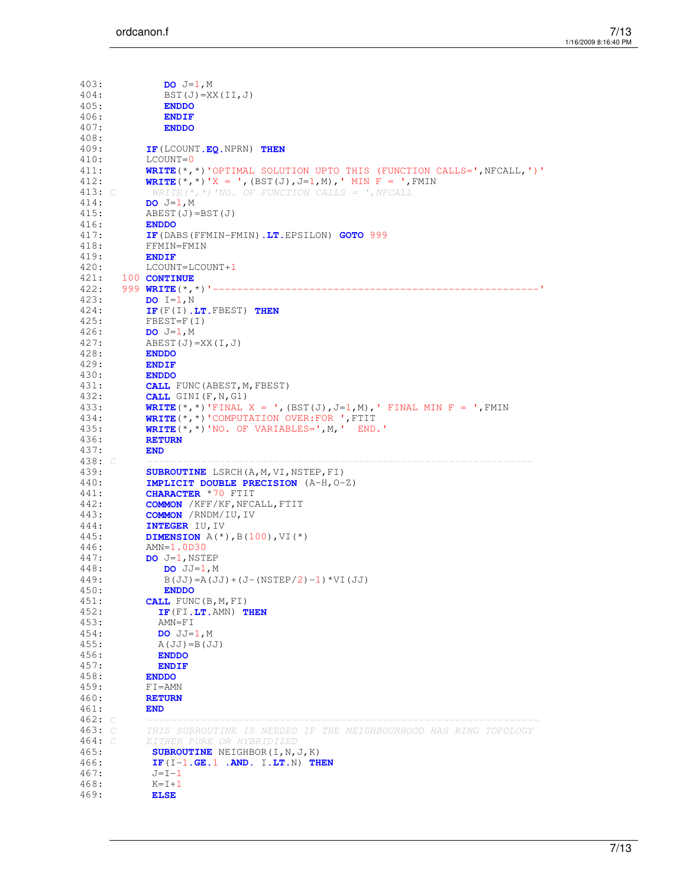```
403:          DO J=1,M
404:          BST(J)=XX(II,J)
405:          ENDDO
406:          ENDIF
407:          ENDDO
408: 
409:       IF(LCOUNT.EQ.NPRN) THEN
410:       LCOUNT=0
411:       WRITE(*,*)'OPTIMAL SOLUTION UPTO THIS (FUNCTION CALLS=',NFCALL,')'
412:       WRITE(*,*)'X = ',(BST(J),J=1,M),' MIN F = ',FMIN
413: C      WRITE(*,*)'NO. OF FUNCTION CALLS = ',NFCALL
414:       DO J=1,M
415:       ABEST(J)=BST(J)
416:       ENDDO
417:       IF(DABS(FFMIN-FMIN).LT.EPSILON) GOTO 999
418:       FFMIN=FMIN
419:       ENDIF
420:       LCOUNT=LCOUNT+1
421:   100 CONTINUE
422:   999 WRITE(*,*)'------------------------------------------------------'
423:       DO I=1,N
424:       IF(F(I).LT.FBEST) THEN
425:       FBEST=F(I)
426:       DO J=1,M
427:       ABEST(J)=XX(I,J)
428:       ENDDO
429:       ENDIF
430:       ENDDO
431:       CALL FUNC(ABEST,M,FBEST)
432:       CALL GINI(F,N,G1)
433:       WRITE(*,*)'FINAL X = ',(BST(J),J=1,M),' FINAL MIN F = ',FMIN
434:       WRITE(*,*)'COMPUTATION OVER:FOR ',FTIT
435:       WRITE(*,*)'NO. OF VARIABLES=',M,'  END.'
436:       RETURN
437:       END
438: C     -----------------------------------------------------------------
439:       SUBROUTINE LSRCH(A,M,VI,NSTEP,FI)
440:       IMPLICIT DOUBLE PRECISION (A-H,O-Z)
441:       CHARACTER *70 FTIT
442:       COMMON /KFF/KF,NFCALL,FTIT
443:       COMMON /RNDM/IU,IV
444:       INTEGER IU,IV
445:       DIMENSION A(*),B(100),VI(*)
446:       AMN=1.0D30
447:       DO J=1,NSTEP
448:          DO JJ=1,M
449:          B(JJ)=A(JJ)+(J-(NSTEP/2)-1)*VI(JJ)
450:          ENDDO
451:       CALL FUNC(B,M,FI)
452:         IF(FI.LT.AMN) THEN
453:         AMN=FI
454:         DO JJ=1,M
455:         A(JJ)=B(JJ)
456:         ENDDO
457:         ENDIF
458:       ENDDO
459:       FI=AMN
460:       RETURN
461:       END
462: C     -----------------------------------------------------------------
463: C     THIS SUBROUTINE IS NEEDED IF THE NEIGHBOURHOOD HAS RING TOPOLOGY
464: C     EITHER PURE OR HYBRIDIZED
465:        SUBROUTINE NEIGHBOR(I,N,J,K)
466:        IF(I-1.GE.1 .AND. I.LT.N) THEN
467:        J=I-1
468:        K=I+1
469:        ELSE
```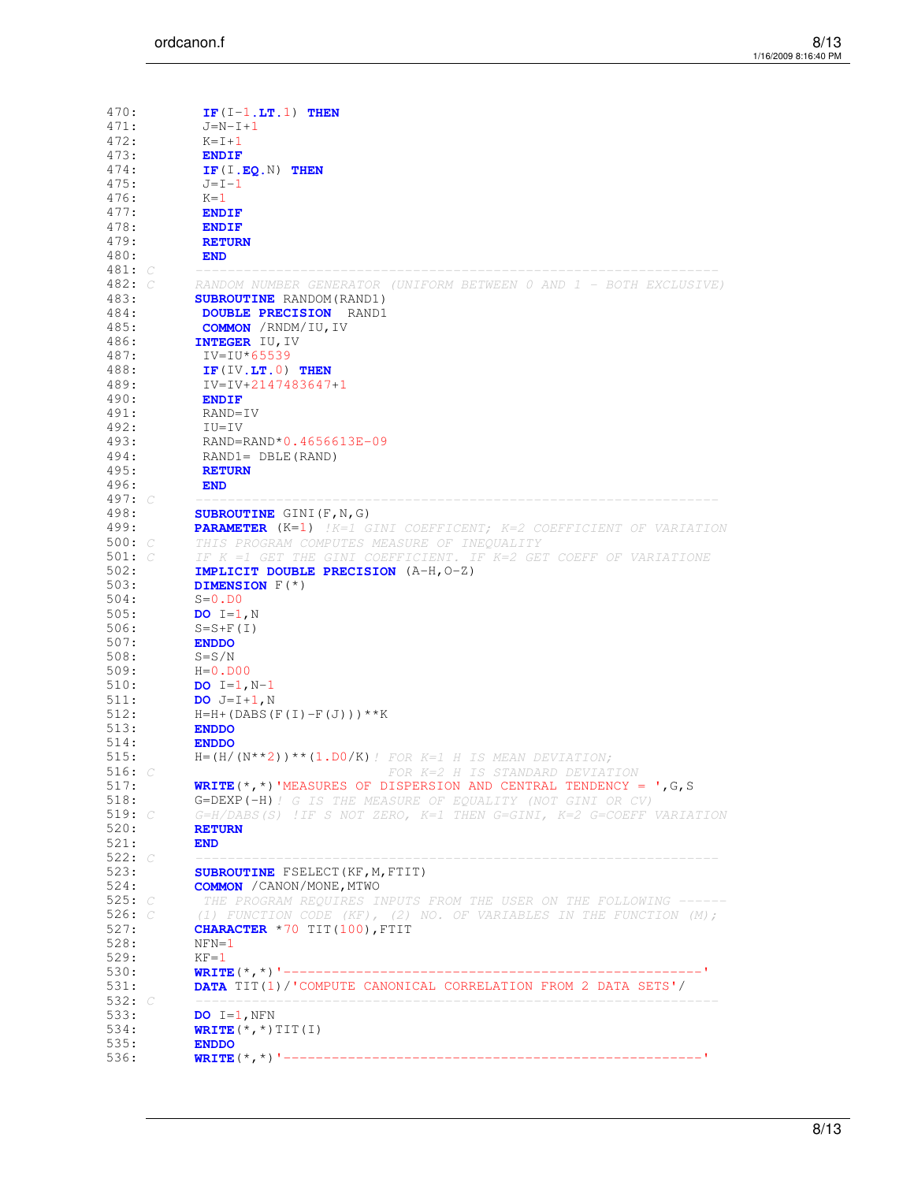```
470:        IF(I-1.LT.1) THEN
471:        J=N-I+1
472:        K=I+1
473:        ENDIF
474:        IF(I.EQ.N) THEN
475:        J=I-1
476:        K=1
477:        ENDIF
478:        ENDIF
479:        RETURN
480:        END
481: C      -----------------------------------------------------------------
482: C      RANDOM NUMBER GENERATOR (UNIFORM BETWEEN 0 AND 1 - BOTH EXCLUSIVE)
483:       SUBROUTINE RANDOM(RAND1)
484:        DOUBLE PRECISION  RAND1
485:        COMMON /RNDM/IU,IV
486:       INTEGER IU,IV
487:        IV=IU*65539
488:        IF(IV.LT.0) THEN
489:        IV=IV+2147483647+1
490:        ENDIF
491:        RAND=IV
492:        IU=IV
493:        RAND=RAND*0.4656613E-09
494:        RAND1= DBLE(RAND)
495:        RETURN
496:        END
497: C      -----------------------------------------------------------------
498:       SUBROUTINE GINI(F,N,G)
499:       PARAMETER (K=1) !K=1 GINI COEFFICENT; K=2 COEFFICIENT OF VARIATION
500: C     THIS PROGRAM COMPUTES MEASURE OF INEQUALITY
501: C     IF K =1 GET THE GINI COEFFICIENT. IF K=2 GET COEFF OF VARIATIONE
502:       IMPLICIT DOUBLE PRECISION (A-H,O-Z)
503:       DIMENSION F(*)
504:       S=0.D0
505:       DO I=1,N
506:       S=S+F(I)
507:       ENDDO
508:       S=S/N
509:       H=0.D00
510:       DO I=1,N-1
511:       DO J=I+1,N
512:       H=H+(DABS(F(I)-F(J)))**K
513:       ENDDO
514:       ENDDO
515:       H=(H/(N**2))**(1.D0/K)! FOR K=1 H IS MEAN DEVIATION;
516: C                              FOR K=2 H IS STANDARD DEVIATION
517:       WRITE(*,*)'MEASURES OF DISPERSION AND CENTRAL TENDENCY = ',G,S
518:       G=DEXP(-H)! G IS THE MEASURE OF EQUALITY (NOT GINI OR CV)
519: C     G=H/DABS(S) !IF S NOT ZERO, K=1 THEN G=GINI, K=2 G=COEFF VARIATION
520:       RETURN
521:       END
522: C      -----------------------------------------------------------------
523:       SUBROUTINE FSELECT(KF,M,FTIT)
524:       COMMON /CANON/MONE,MTWO
525: C      THE PROGRAM REQUIRES INPUTS FROM THE USER ON THE FOLLOWING ------
526: C     (1) FUNCTION CODE (KF), (2) NO. OF VARIABLES IN THE FUNCTION (M);
527:       CHARACTER *70 TIT(100),FTIT
528:       NFN=1
529:       KF=1
530:       WRITE(*,*)'----------------------------------------------------'
531:       DATA TIT(1)/'COMPUTE CANONICAL CORRELATION FROM 2 DATA SETS'/
532: C      -----------------------------------------------------------------
533:       DO I=1,NFN
534:       WRITE(*,*)TIT(I)
535:       ENDDO
536:       WRITE(*,*)'----------------------------------------------------'
```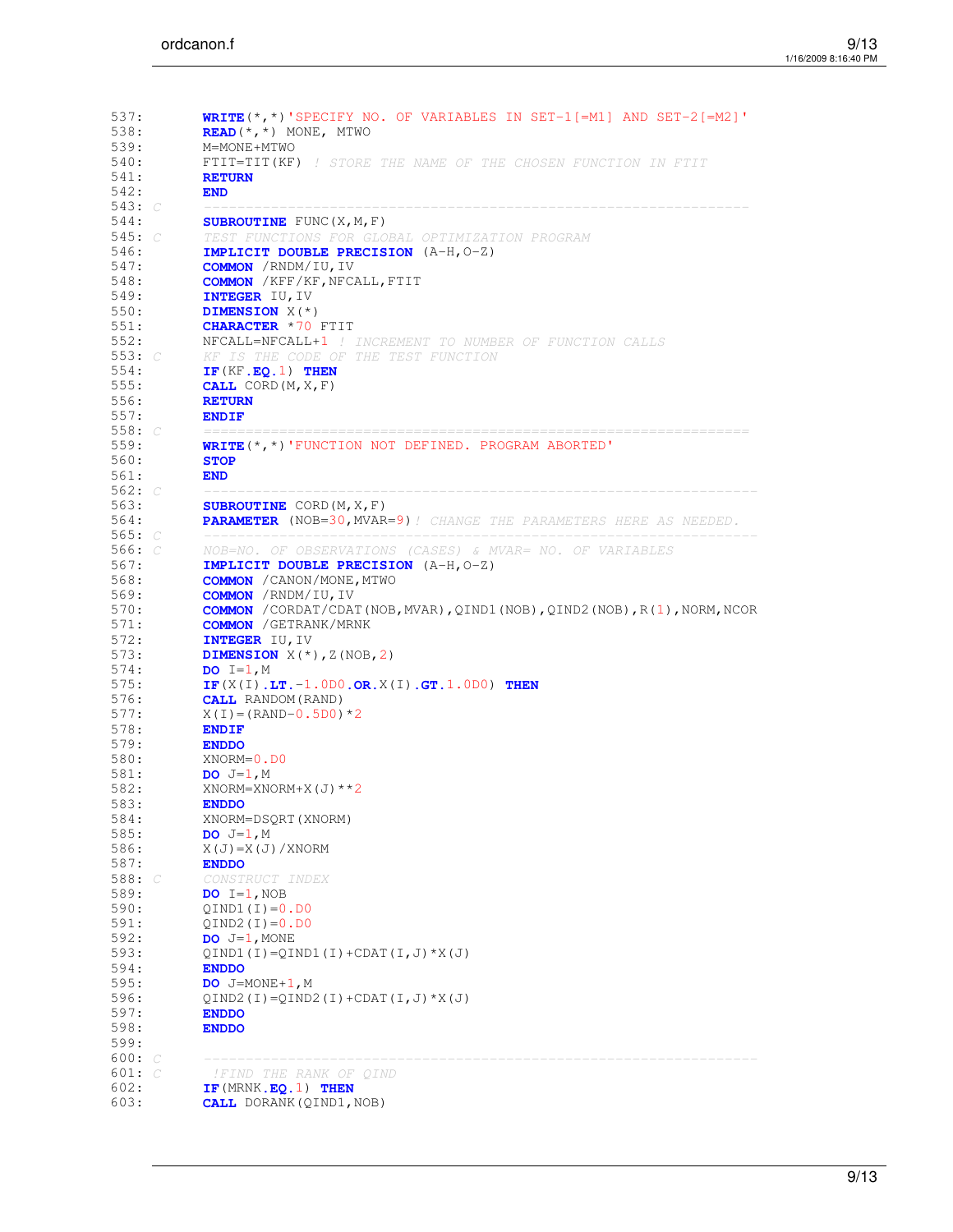```
537:       WRITE(*,*)'SPECIFY NO. OF VARIABLES IN SET-1[=M1] AND SET-2[=M2]'
538:       READ(*,*) MONE, MTWO
539:       M=MONE+MTWO
540:       FTIT=TIT(KF) ! STORE THE NAME OF THE CHOSEN FUNCTION IN FTIT
541:       RETURN
542:       END
543: C     -----------------------------------------------------------------
544:       SUBROUTINE FUNC(X,M,F)
545: C     TEST FUNCTIONS FOR GLOBAL OPTIMIZATION PROGRAM
546:       IMPLICIT DOUBLE PRECISION (A-H,O-Z)
547:       COMMON /RNDM/IU,IV
548:       COMMON /KFF/KF,NFCALL,FTIT
549:       INTEGER IU,IV
550:       DIMENSION X(*)
551:       CHARACTER *70 FTIT
552:       NFCALL=NFCALL+1 ! INCREMENT TO NUMBER OF FUNCTION CALLS
553: C     KF IS THE CODE OF THE TEST FUNCTION
554:       IF(KF.EQ.1) THEN
555:       CALL CORD(M,X,F)
556:       RETURN
557:       ENDIF
558: C     =================================================================
559:       WRITE(*,*)'FUNCTION NOT DEFINED. PROGRAM ABORTED'
560:       STOP
561:       END
562: C     -------------------------------------------------------------------
563:       SUBROUTINE CORD(M,X,F)
564:       PARAMETER (NOB=30,MVAR=9)! CHANGE THE PARAMETERS HERE AS NEEDED.
565: C     -------------------------------------------------------------------
566: C     NOB=NO. OF OBSERVATIONS (CASES) & MVAR= NO. OF VARIABLES
567:       IMPLICIT DOUBLE PRECISION (A-H,O-Z)
568:       COMMON /CANON/MONE,MTWO
569:       COMMON /RNDM/IU,IV
570:       COMMON /CORDAT/CDAT(NOB,MVAR),QIND1(NOB),QIND2(NOB),R(1),NORM,NCOR
571:       COMMON /GETRANK/MRNK
572:       INTEGER IU,IV
573:       DIMENSION X(*),Z(NOB,2)
574:       DO I=1,M
575:       IF(X(I).LT.-1.0D0.OR.X(I).GT.1.0D0) THEN
576:       CALL RANDOM(RAND)
577:       X(I)=(RAND-0.5D0)*2
578:       ENDIF
579:       ENDDO
580:       XNORM=0.D0
581:       DO J=1,M
582:       XNORM=XNORM+X(J)**2
583:       ENDDO
584:       XNORM=DSQRT(XNORM)
585:       DO J=1,M
586:       X(J)=X(J)/XNORM
587:       ENDDO
588: C     CONSTRUCT INDEX
589:       DO I=1,NOB
590:       QIND1(I)=0.D0
591:       QIND2(I)=0.D0
592:       DO J=1,MONE
593:       QIND1(I)=QIND1(I)+CDAT(I,J)*X(J)
594:       ENDDO
595:       DO J=MONE+1,M
596:       QIND2(I)=QIND2(I)+CDAT(I,J)*X(J)
597:       ENDDO
598:       ENDDO
599:
600: C     -------------------------------------------------------------------
601: C      !FIND THE RANK OF QIND
602:       IF(MRNK.EQ.1) THEN
603:       CALL DORANK(QIND1,NOB)
```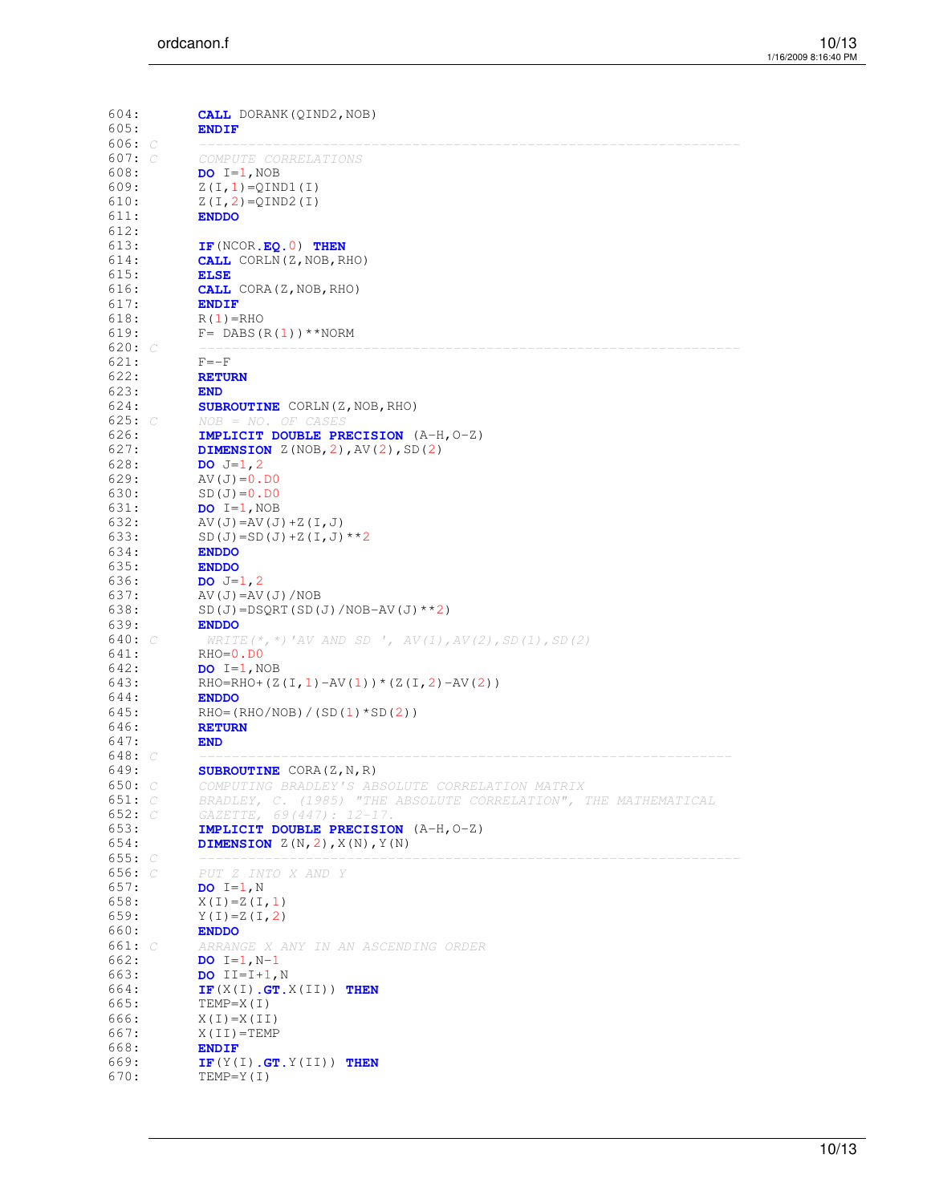```
604:       CALL DORANK(QIND2,NOB)
605:       ENDIF
606: C     ------------------------------------------------------------------
607: C     COMPUTE CORRELATIONS
608:       DO I=1,NOB
609:       Z(I,1)=QIND1(I)
610:       Z(I,2)=QIND2(I)
611:       ENDDO
612:
613:       IF(NCOR.EQ.0) THEN
614:       CALL CORLN(Z,NOB,RHO)
615:       ELSE
616:       CALL CORA(Z,NOB,RHO)
617:       ENDIF
618:       R(1)=RHO
619:       F= DABS(R(1))**NORM
620: C     ------------------------------------------------------------------
621:       F=-F
622:       RETURN
623:       END
624:       SUBROUTINE CORLN(Z,NOB,RHO)
625: C     NOB = NO. OF CASES
626:       IMPLICIT DOUBLE PRECISION (A-H,O-Z)
627:       DIMENSION Z(NOB,2),AV(2),SD(2)
628:       DO J=1,2
629:       AV(J)=0.D0
630:       SD(J)=0.D0
631:       DO I=1,NOB
632:       AV(J)=AV(J)+Z(I,J)
633:       SD(J)=SD(J)+Z(I,J)**2
634:       ENDDO
635:       ENDDO
636:       DO J=1,2
637:       AV(J)=AV(J)/NOB
638:       SD(J)=DSQRT(SD(J)/NOB-AV(J)**2)
639:       ENDDO
640: C      WRITE(*,*)'AV AND SD ', AV(1),AV(2),SD(1),SD(2)
641:       RHO=0.D0
642:       DO I=1,NOB
643:       RHO=RHO+(Z(I,1)-AV(1))*(Z(I,2)-AV(2))
644:       ENDDO
645:       RHO=(RHO/NOB)/(SD(1)*SD(2))
646:       RETURN
647:       END
648: C     -----------------------------------------------------------------
649:       SUBROUTINE CORA(Z,N,R)
650: C     COMPUTING BRADLEY'S ABSOLUTE CORRELATION MATRIX
651: C     BRADLEY, C. (1985) "THE ABSOLUTE CORRELATION", THE MATHEMATICAL
652: C     GAZETTE, 69(447): 12-17.
653:       IMPLICIT DOUBLE PRECISION (A-H,O-Z)
654:       DIMENSION Z(N,2),X(N),Y(N)
655: C     ------------------------------------------------------------------
656: C     PUT Z INTO X AND Y
657:       DO I=1,N
658:       X(I)=Z(I,1)
659:       Y(I)=Z(I,2)
660:       ENDDO
661: C     ARRANGE X ANY IN AN ASCENDING ORDER
662:       DO I=1,N-1
663:       DO II=I+1,N
664:       IF(X(I).GT.X(II)) THEN
665:       TEMP=X(I)
666:       X(I)=X(II)
667:       X(II)=TEMP
668:       ENDIF
669:       IF(Y(I).GT.Y(II)) THEN
670:       TEMP=Y(I)
```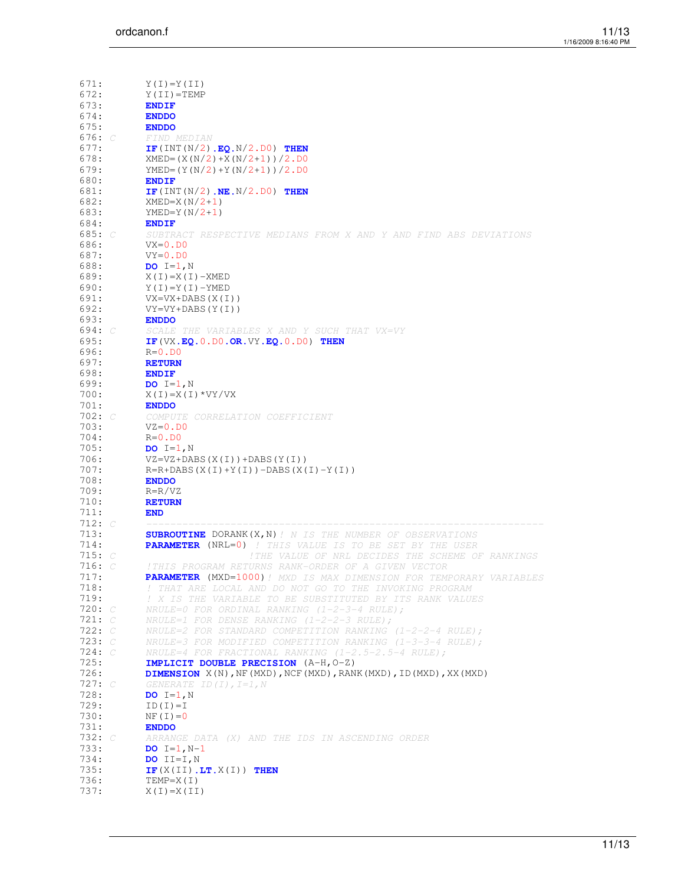```
671:       Y(I)=Y(II)
672:       Y(II)=TEMP
673:       ENDIF
674:       ENDDO
675:       ENDDO
676: C     FIND MEDIAN
677:       IF(INT(N/2).EQ.N/2.D0) THEN
678:       XMED=(X(N/2)+X(N/2+1))/2.D0
679:       YMED=(Y(N/2)+Y(N/2+1))/2.D0
680:       ENDIF
681:       IF(INT(N/2).NE.N/2.D0) THEN
682:       XMED=X(N/2+1)
683:       YMED=Y(N/2+1)
684:       ENDIF
685: C     SUBTRACT RESPECTIVE MEDIANS FROM X AND Y AND FIND ABS DEVIATIONS
686:       VX=0.D0
687:       VY=0.D0
688:       DO I=1,N
689:       X(I)=X(I)-XMED
690:       Y(I)=Y(I)-YMED
691:       VX=VX+DABS(X(I))
692:       VY=VY+DABS(Y(I))
693:       ENDDO
694: C     SCALE THE VARIABLES X AND Y SUCH THAT VX=VY
695:       IF(VX.EQ.0.D0.OR.VY.EQ.0.D0) THEN
696:       R=0.D0
697:       RETURN
698:       ENDIF
699:       DO I=1,N
700:       X(I)=X(I)*VY/VX
701:       ENDDO
702: C     COMPUTE CORRELATION COEFFICIENT
703:       VZ=0.D0
704:       R=0.D0
705:       DO I=1,N
706:       VZ=VZ+DABS(X(I))+DABS(Y(I))
707:       R=R+DABS(X(I)+Y(I))-DABS(X(I)-Y(I))
708:       ENDDO
709:       R=R/VZ
710:       RETURN
711:       END
712: C     -----------------------------------------------------------------
713:       SUBROUTINE DORANK(X,N)! N IS THE NUMBER OF OBSERVATIONS
714:       PARAMETER (NRL=0) ! THIS VALUE IS TO BE SET BY THE USER
715: C                        !THE VALUE OF NRL DECIDES THE SCHEME OF RANKINGS
716: C     !THIS PROGRAM RETURNS RANK-ORDER OF A GIVEN VECTOR
717:       PARAMETER (MXD=1000)! MXD IS MAX DIMENSION FOR TEMPORARY VARIABLES
718:       ! THAT ARE LOCAL AND DO NOT GO TO THE INVOKING PROGRAM
719:       ! X IS THE VARIABLE TO BE SUBSTITUTED BY ITS RANK VALUES
720: C     NRULE=0 FOR ORDINAL RANKING (1-2-3-4 RULE);
721: C     NRULE=1 FOR DENSE RANKING (1-2-2-3 RULE);
722: C     NRULE=2 FOR STANDARD COMPETITION RANKING (1-2-2-4 RULE);
723: C     NRULE=3 FOR MODIFIED COMPETITION RANKING (1-3-3-4 RULE);
724: C     NRULE=4 FOR FRACTIONAL RANKING (1-2.5-2.5-4 RULE);
725:       IMPLICIT DOUBLE PRECISION (A-H,O-Z)
726:       DIMENSION X(N),NF(MXD),NCF(MXD),RANK(MXD),ID(MXD),XX(MXD)
727: C     GENERATE ID(I),I=1,N
728:       DO I=1,N
729:       ID(I)=I
730:       NF(I)=0
731:       ENDDO
732: C     ARRANGE DATA (X) AND THE IDS IN ASCENDING ORDER
733:       DO I=1,N-1
734:       DO II=I,N
735:       IF(X(II).LT.X(I)) THEN
736:       TEMP=X(I)
737:       X(I)=X(II)
```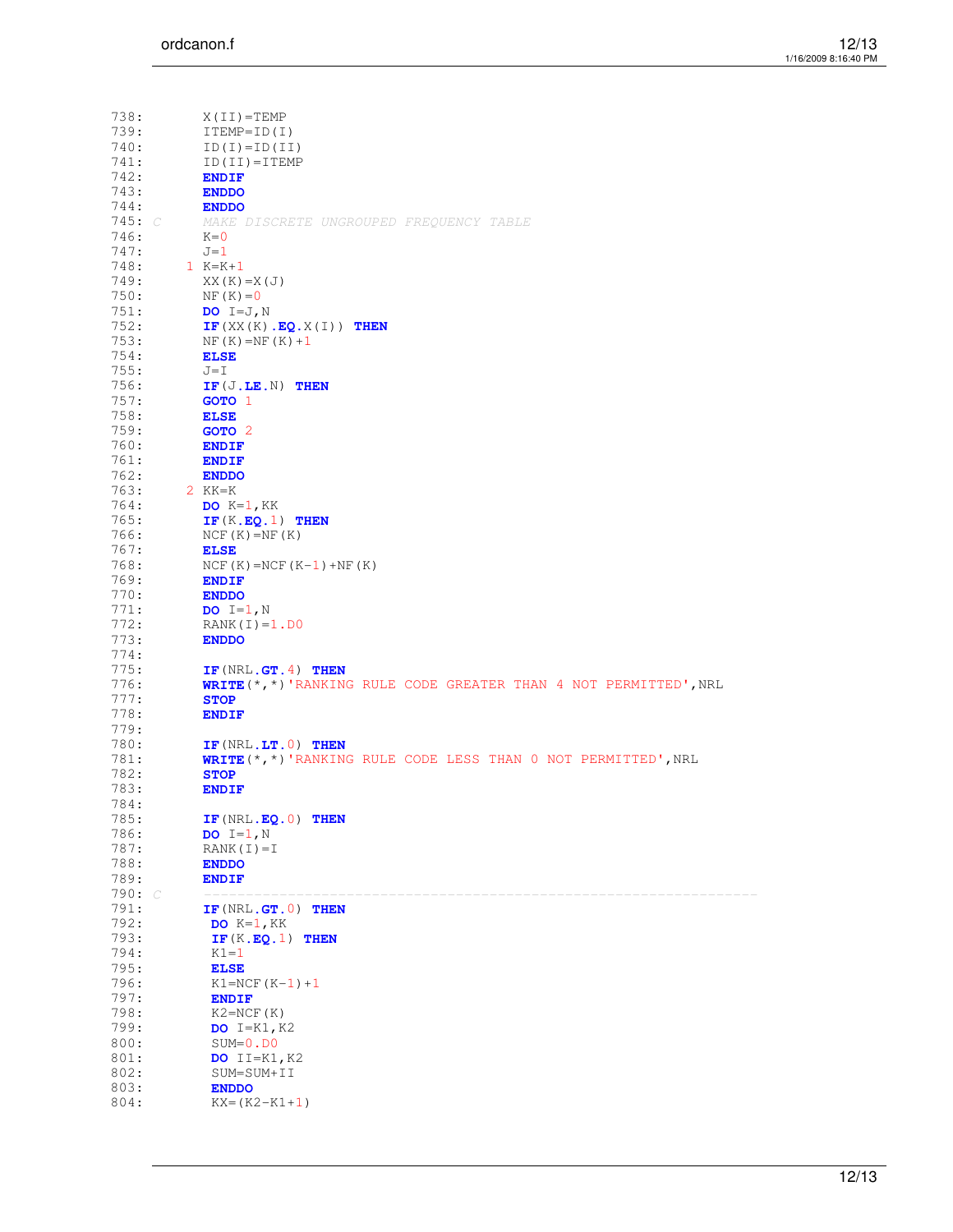```
738:       X(II)=TEMP
739:       ITEMP=ID(I)
740:       ID(I)=ID(II)
741:       ID(II)=ITEMP
742:       ENDIF
743:       ENDDO
744:       ENDDO
745: C     MAKE DISCRETE UNGROUPED FREQUENCY TABLE
746:       K=0
747:       J=1
748:     1 K=K+1
749:       XX(K)=X(J)
750:       NF(K)=0
751:       DO I=J,N
752:       IF(XX(K).EQ.X(I)) THEN
753:       NF(K)=NF(K)+1
754:       ELSE
755:       J=I
756:       IF(J.LE.N) THEN
757:       GOTO 1
758:       ELSE
759:       GOTO 2
760:       ENDIF
761:       ENDIF
762:       ENDDO
763:     2 KK=K
764:       DO K=1,KK
765:       IF(K.EQ.1) THEN
766:       NCF(K)=NF(K)
767:       ELSE
768:       NCF(K)=NCF(K-1)+NF(K)
769:       ENDIF
770:       ENDDO
771:       DO I=1,N
772:       RANK(I)=1.D0
773:       ENDDO
774:
775:       IF(NRL.GT.4) THEN
776:       WRITE(*,*)'RANKING RULE CODE GREATER THAN 4 NOT PERMITTED',NRL
777:       STOP
778:       ENDIF
779:
780:       IF(NRL.LT.0) THEN
781:       WRITE(*,*)'RANKING RULE CODE LESS THAN 0 NOT PERMITTED',NRL
782:       STOP
783:       ENDIF
784:
785:       IF(NRL.EQ.0) THEN
786:       DO I=1,N
787:       RANK(I)=I
788:       ENDDO
789:       ENDIF
790: C     ----------------------------------------------------------------
791:       IF(NRL.GT.0) THEN
792:        DO K=1,KK
793:        IF(K.EQ.1) THEN
794:        K1=1
795:        ELSE
796:        K1=NCF(K-1)+1
797:        ENDIF
798:        K2=NCF(K)
799:        DO I=K1,K2
800:        SUM=0.D0
801:        DO II=K1,K2
802:        SUM=SUM+II
803:        ENDDO
804:        KX=(K2-K1+1)
```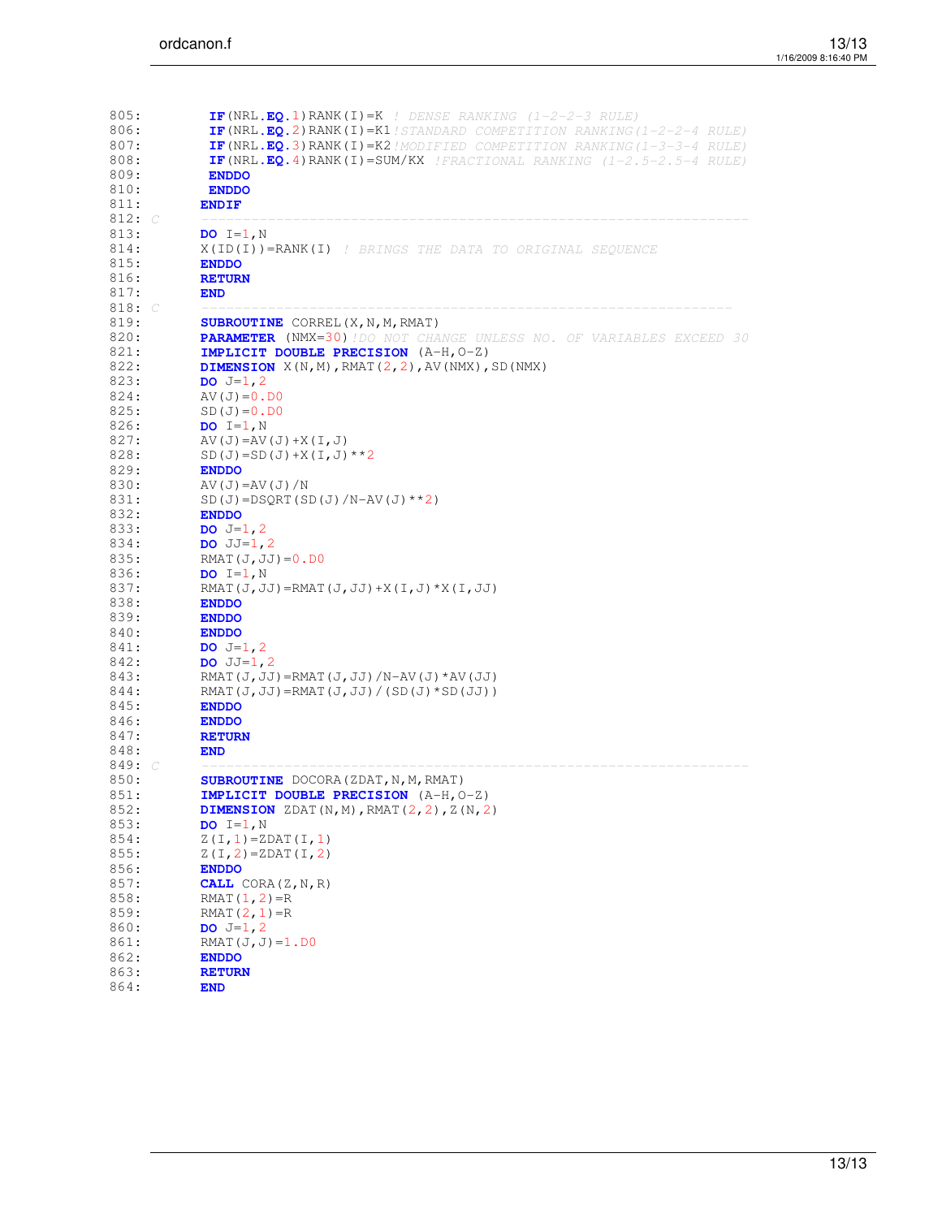```
805:         IF(NRL.EQ.1)RANK(I)=K ! DENSE RANKING (1-2-2-3 RULE)
806:         IF(NRL.EQ.2)RANK(I)=K1!STANDARD COMPETITION RANKING(1-2-2-4 RULE)
807:         IF(NRL.EQ.3)RANK(I)=K2!MODIFIED COMPETITION RANKING(1-3-3-4 RULE)
808:         IF(NRL.EQ.4)RANK(I)=SUM/KX !FRACTIONAL RANKING (1-2.5-2.5-4 RULE)
809:         ENDDO
810:         ENDDO
811:        ENDIF
812: C      -----------------------------------------------------------------
813:        DO I=1,N
814:        X(ID(I))=RANK(I) ! BRINGS THE DATA TO ORIGINAL SEQUENCE
815:        ENDDO
816:        RETURN
817:        END
818: C      ----------------------------------------------------------------
819:        SUBROUTINE CORREL(X,N,M,RMAT)
820:        PARAMETER (NMX=30)!DO NOT CHANGE UNLESS NO. OF VARIABLES EXCEED 30
821:        IMPLICIT DOUBLE PRECISION (A-H,O-Z)
822:        DIMENSION X(N,M),RMAT(2,2),AV(NMX),SD(NMX)
823:        DO J=1,2
824:        AV(J)=0.D0
825:        SD(J)=0.D0
826:        DO I=1,N
827:        AV(J)=AV(J)+X(I,J)
828:        SD(J)=SD(J)+X(I,J)**2
829:        ENDDO
830:        AV(J)=AV(J)/N
831:        SD(J)=DSQRT(SD(J)/N-AV(J)**2)
832:        ENDDO
833:        DO J=1,2
834:        DO JJ=1,2
835:        RMAT(J,JJ)=0.D0
836:        DO I=1,N
837:        RMAT(J,JJ)=RMAT(J,JJ)+X(I,J)*X(I,JJ)
838:        ENDDO
839:        ENDDO
840:        ENDDO
841:        DO J=1,2
842:        DO JJ=1,2
843:        RMAT(J,JJ)=RMAT(J,JJ)/N-AV(J)*AV(JJ)
844:        RMAT(J,JJ)=RMAT(J,JJ)/(SD(J)*SD(JJ))
845:        ENDDO
846:        ENDDO
847:        RETURN
848:        END
849: C      -----------------------------------------------------------------
850:        SUBROUTINE DOCORA(ZDAT,N,M,RMAT)
851:        IMPLICIT DOUBLE PRECISION (A-H,O-Z)
852:        DIMENSION ZDAT(N,M),RMAT(2,2),Z(N,2)
853:        DO I=1,N
854:        Z(I,1)=ZDAT(I,1)
855:        Z(I,2)=ZDAT(I,2)
856:        ENDDO
857:        CALL CORA(Z,N,R)
858:        RMAT(1,2)=R
859:        RMAT(2,1)=R
860:        DO J=1,2
861:        RMAT(J,J)=1.D0
862:        ENDDO
863:        RETURN
864:        END
```